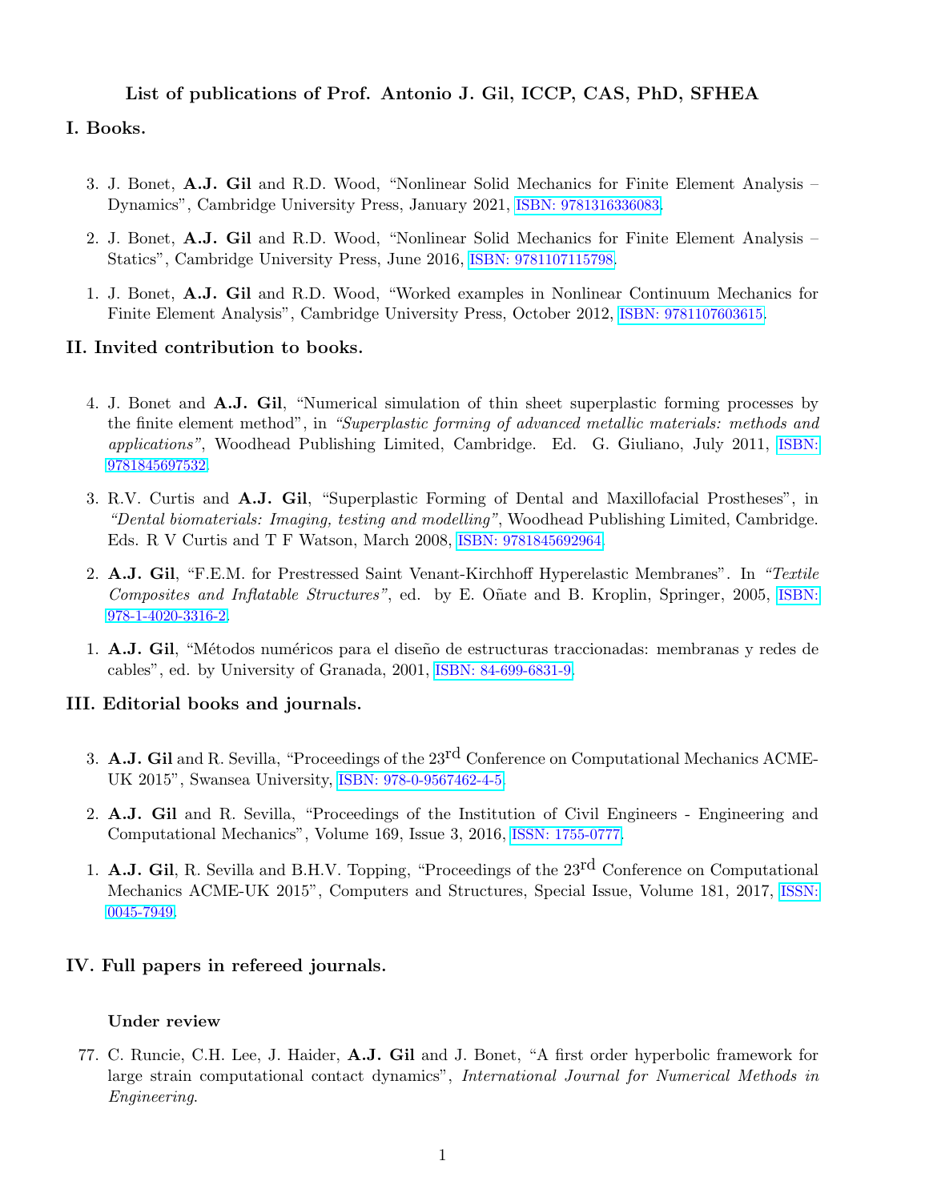# List of publications of Prof. Antonio J. Gil, ICCP, CAS, PhD, SFHEA

## I. Books.

3. J. Bonet, **A.J. Gil** and R.D. Wood, "Nonlinear Solid Mechanics for Finite Element Analysis – Dynamics", Cambridge University Press, January 2021, ISBN: 9781316336083.

2. J. Bonet, **A.J. Gil** and R.D. Wood, "Nonlinear Solid Mechanics for Finite Element Analysis – Statics", Cambridge University Press, June 2016, ISBN: 9781107115798.

1. J. Bonet, **A.J. Gil** and R.D. Wood, "Worked examples in Nonlinear Continuum Mechanics for Finite Element Analysis", Cambridge University Press, October 2012, ISBN: 9781107603615.

## II. Invited contribution to books.

4. J. Bonet and **A.J. Gil**, "Numerical simulation of thin sheet superplastic forming processes by the finite element method", in *"Superplastic forming of advanced metallic materials: methods and applications"*, Woodhead Publishing Limited, Cambridge. Ed. G. Giuliano, July 2011, ISBN: 9781845697532.

3. R.V. Curtis and **A.J. Gil**, "Superplastic Forming of Dental and Maxillofacial Prostheses", in *"Dental biomaterials: Imaging, testing and modelling"*, Woodhead Publishing Limited, Cambridge. Eds. R V Curtis and T F Watson, March 2008, ISBN: 9781845692964.

2. **A.J. Gil**, "F.E.M. for Prestressed Saint Venant-Kirchhoff Hyperelastic Membranes". In *"Textile Composites and Inflatable Structures"*, ed. by E. Oñate and B. Kroplin, Springer, 2005, ISBN: 978-1-4020-3316-2.

1. **A.J. Gil**, "Métodos numéricos para el diseño de estructuras traccionadas: membranas y redes de cables", ed. by University of Granada, 2001, ISBN: 84-699-6831-9.

## III. Editorial books and journals.

3. **A.J. Gil** and R. Sevilla, "Proceedings of the 23$^{rd}$ Conference on Computational Mechanics ACME-UK 2015", Swansea University, ISBN: 978-0-9567462-4-5.

2. **A.J. Gil** and R. Sevilla, "Proceedings of the Institution of Civil Engineers - Engineering and Computational Mechanics", Volume 169, Issue 3, 2016, ISSN: 1755-0777.

1. **A.J. Gil**, R. Sevilla and B.H.V. Topping, "Proceedings of the 23$^{rd}$ Conference on Computational Mechanics ACME-UK 2015", Computers and Structures, Special Issue, Volume 181, 2017, ISSN: 0045-7949.

## IV. Full papers in refereed journals.

### Under review

77. C. Runcie, C.H. Lee, J. Haider, **A.J. Gil** and J. Bonet, "A first order hyperbolic framework for large strain computational contact dynamics", *International Journal for Numerical Methods in Engineering*.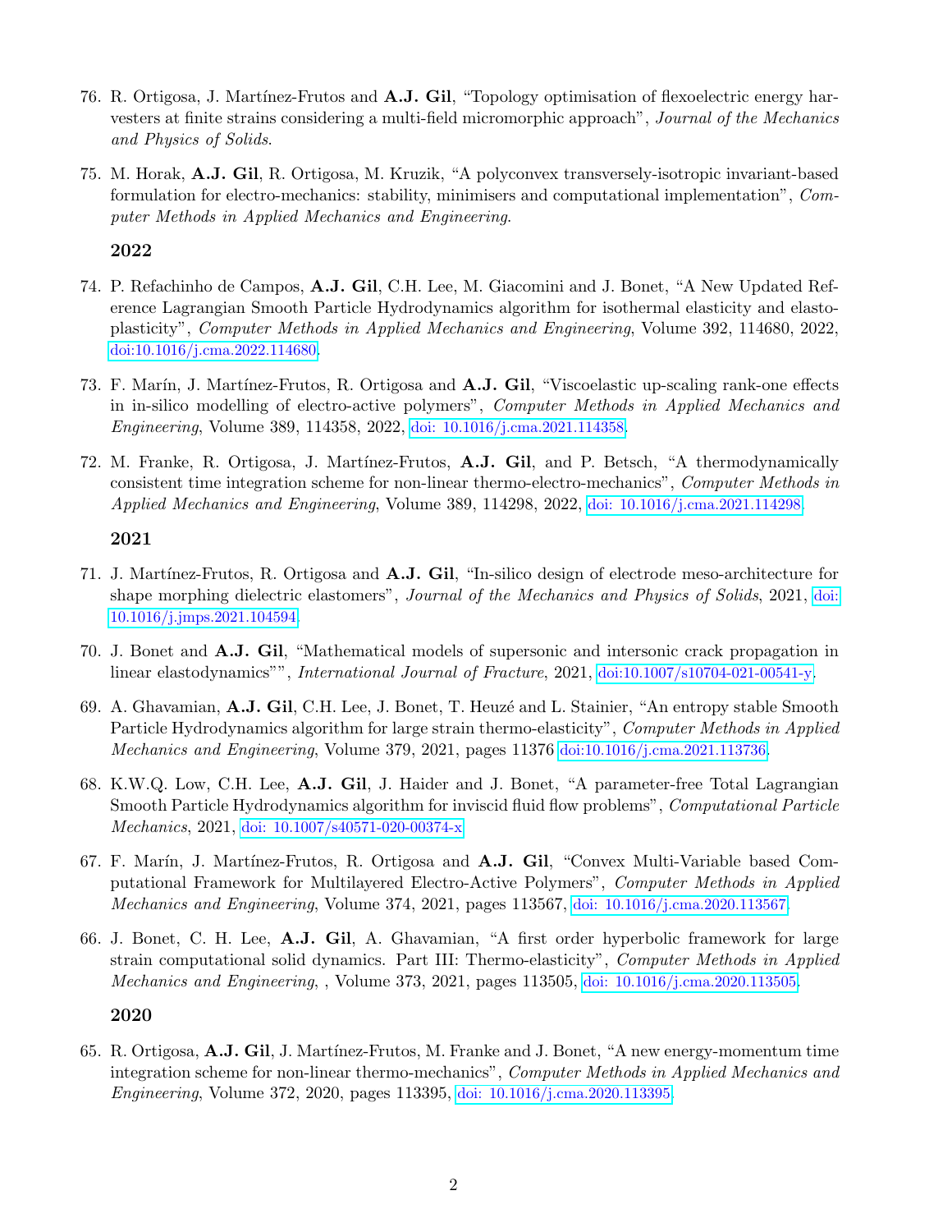76. R. Ortigosa, J. Martínez-Frutos and **A.J. Gil**, "Topology optimisation of flexoelectric energy harvesters at finite strains considering a multi-field micromorphic approach", *Journal of the Mechanics and Physics of Solids*.

75. M. Horak, **A.J. Gil**, R. Ortigosa, M. Kruzik, "A polyconvex transversely-isotropic invariant-based formulation for electro-mechanics: stability, minimisers and computational implementation", *Computer Methods in Applied Mechanics and Engineering*.

**2022**

74. P. Refachinho de Campos, **A.J. Gil**, C.H. Lee, M. Giacomini and J. Bonet, "A New Updated Reference Lagrangian Smooth Particle Hydrodynamics algorithm for isothermal elasticity and elasto-plasticity", *Computer Methods in Applied Mechanics and Engineering*, Volume 392, 114680, 2022, doi:10.1016/j.cma.2022.114680.

73. F. Marín, J. Martínez-Frutos, R. Ortigosa and **A.J. Gil**, "Viscoelastic up-scaling rank-one effects in in-silico modelling of electro-active polymers", *Computer Methods in Applied Mechanics and Engineering*, Volume 389, 114358, 2022, doi: 10.1016/j.cma.2021.114358.

72. M. Franke, R. Ortigosa, J. Martínez-Frutos, **A.J. Gil**, and P. Betsch, "A thermodynamically consistent time integration scheme for non-linear thermo-electro-mechanics", *Computer Methods in Applied Mechanics and Engineering*, Volume 389, 114298, 2022, doi: 10.1016/j.cma.2021.114298.

**2021**

71. J. Martínez-Frutos, R. Ortigosa and **A.J. Gil**, "In-silico design of electrode meso-architecture for shape morphing dielectric elastomers", *Journal of the Mechanics and Physics of Solids*, 2021, doi: 10.1016/j.jmps.2021.104594.

70. J. Bonet and **A.J. Gil**, "Mathematical models of supersonic and intersonic crack propagation in linear elastodynamics"", *International Journal of Fracture*, 2021, doi:10.1007/s10704-021-00541-y.

69. A. Ghavamian, **A.J. Gil**, C.H. Lee, J. Bonet, T. Heuzé and L. Stainier, "An entropy stable Smooth Particle Hydrodynamics algorithm for large strain thermo-elasticity", *Computer Methods in Applied Mechanics and Engineering*, Volume 379, 2021, pages 11376 doi:10.1016/j.cma.2021.113736.

68. K.W.Q. Low, C.H. Lee, **A.J. Gil**, J. Haider and J. Bonet, "A parameter-free Total Lagrangian Smooth Particle Hydrodynamics algorithm for inviscid fluid flow problems", *Computational Particle Mechanics*, 2021, doi: 10.1007/s40571-020-00374-x

67. F. Marín, J. Martínez-Frutos, R. Ortigosa and **A.J. Gil**, "Convex Multi-Variable based Computational Framework for Multilayered Electro-Active Polymers", *Computer Methods in Applied Mechanics and Engineering*, Volume 374, 2021, pages 113567, doi: 10.1016/j.cma.2020.113567.

66. J. Bonet, C. H. Lee, **A.J. Gil**, A. Ghavamian, "A first order hyperbolic framework for large strain computational solid dynamics. Part III: Thermo-elasticity", *Computer Methods in Applied Mechanics and Engineering*, , Volume 373, 2021, pages 113505, doi: 10.1016/j.cma.2020.113505.

**2020**

65. R. Ortigosa, **A.J. Gil**, J. Martínez-Frutos, M. Franke and J. Bonet, "A new energy-momentum time integration scheme for non-linear thermo-mechanics", *Computer Methods in Applied Mechanics and Engineering*, Volume 372, 2020, pages 113395, doi: 10.1016/j.cma.2020.113395.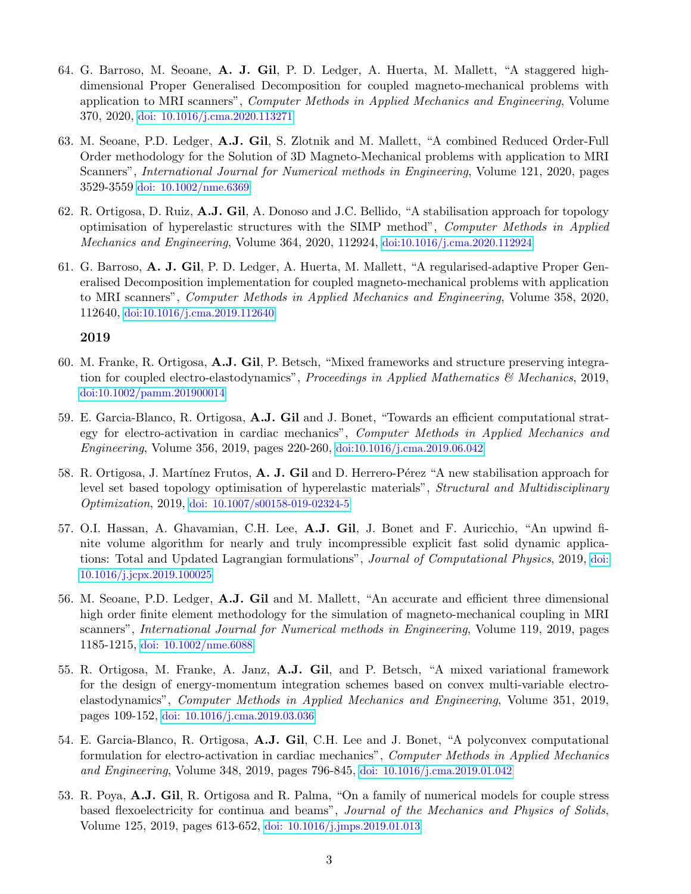64. G. Barroso, M. Seoane, **A. J. Gil**, P. D. Ledger, A. Huerta, M. Mallett, "A staggered high-dimensional Proper Generalised Decomposition for coupled magneto-mechanical problems with application to MRI scanners", *Computer Methods in Applied Mechanics and Engineering*, Volume 370, 2020, doi: 10.1016/j.cma.2020.113271

63. M. Seoane, P.D. Ledger, **A.J. Gil**, S. Zlotnik and M. Mallett, "A combined Reduced Order-Full Order methodology for the Solution of 3D Magneto-Mechanical problems with application to MRI Scanners", *International Journal for Numerical methods in Engineering*, Volume 121, 2020, pages 3529-3559 doi: 10.1002/nme.6369

62. R. Ortigosa, D. Ruiz, **A.J. Gil**, A. Donoso and J.C. Bellido, "A stabilisation approach for topology optimisation of hyperelastic structures with the SIMP method", *Computer Methods in Applied Mechanics and Engineering*, Volume 364, 2020, 112924, doi:10.1016/j.cma.2020.112924

61. G. Barroso, **A. J. Gil**, P. D. Ledger, A. Huerta, M. Mallett, "A regularised-adaptive Proper Generalised Decomposition implementation for coupled magneto-mechanical problems with application to MRI scanners", *Computer Methods in Applied Mechanics and Engineering*, Volume 358, 2020, 112640, doi:10.1016/j.cma.2019.112640

**2019**

60. M. Franke, R. Ortigosa, **A.J. Gil**, P. Betsch, "Mixed frameworks and structure preserving integration for coupled electro-elastodynamics", *Proceedings in Applied Mathematics & Mechanics*, 2019, doi:10.1002/pamm.201900014

59. E. Garcia-Blanco, R. Ortigosa, **A.J. Gil** and J. Bonet, "Towards an efficient computational strategy for electro-activation in cardiac mechanics", *Computer Methods in Applied Mechanics and Engineering*, Volume 356, 2019, pages 220-260, doi:10.1016/j.cma.2019.06.042

58. R. Ortigosa, J. Martínez Frutos, **A. J. Gil** and D. Herrero-Pérez "A new stabilisation approach for level set based topology optimisation of hyperelastic materials", *Structural and Multidisciplinary Optimization*, 2019, doi: 10.1007/s00158-019-02324-5

57. O.I. Hassan, A. Ghavamian, C.H. Lee, **A.J. Gil**, J. Bonet and F. Auricchio, "An upwind finite volume algorithm for nearly and truly incompressible explicit fast solid dynamic applications: Total and Updated Lagrangian formulations", *Journal of Computational Physics*, 2019, doi: 10.1016/j.jcpx.2019.100025

56. M. Seoane, P.D. Ledger, **A.J. Gil** and M. Mallett, "An accurate and efficient three dimensional high order finite element methodology for the simulation of magneto-mechanical coupling in MRI scanners", *International Journal for Numerical methods in Engineering*, Volume 119, 2019, pages 1185-1215, doi: 10.1002/nme.6088

55. R. Ortigosa, M. Franke, A. Janz, **A.J. Gil**, and P. Betsch, "A mixed variational framework for the design of energy-momentum integration schemes based on convex multi-variable electro-elastodynamics", *Computer Methods in Applied Mechanics and Engineering*, Volume 351, 2019, pages 109-152, doi: 10.1016/j.cma.2019.03.036

54. E. Garcia-Blanco, R. Ortigosa, **A.J. Gil**, C.H. Lee and J. Bonet, "A polyconvex computational formulation for electro-activation in cardiac mechanics", *Computer Methods in Applied Mechanics and Engineering*, Volume 348, 2019, pages 796-845, doi: 10.1016/j.cma.2019.01.042

53. R. Poya, **A.J. Gil**, R. Ortigosa and R. Palma, "On a family of numerical models for couple stress based flexoelectricity for continua and beams", *Journal of the Mechanics and Physics of Solids*, Volume 125, 2019, pages 613-652, doi: 10.1016/j.jmps.2019.01.013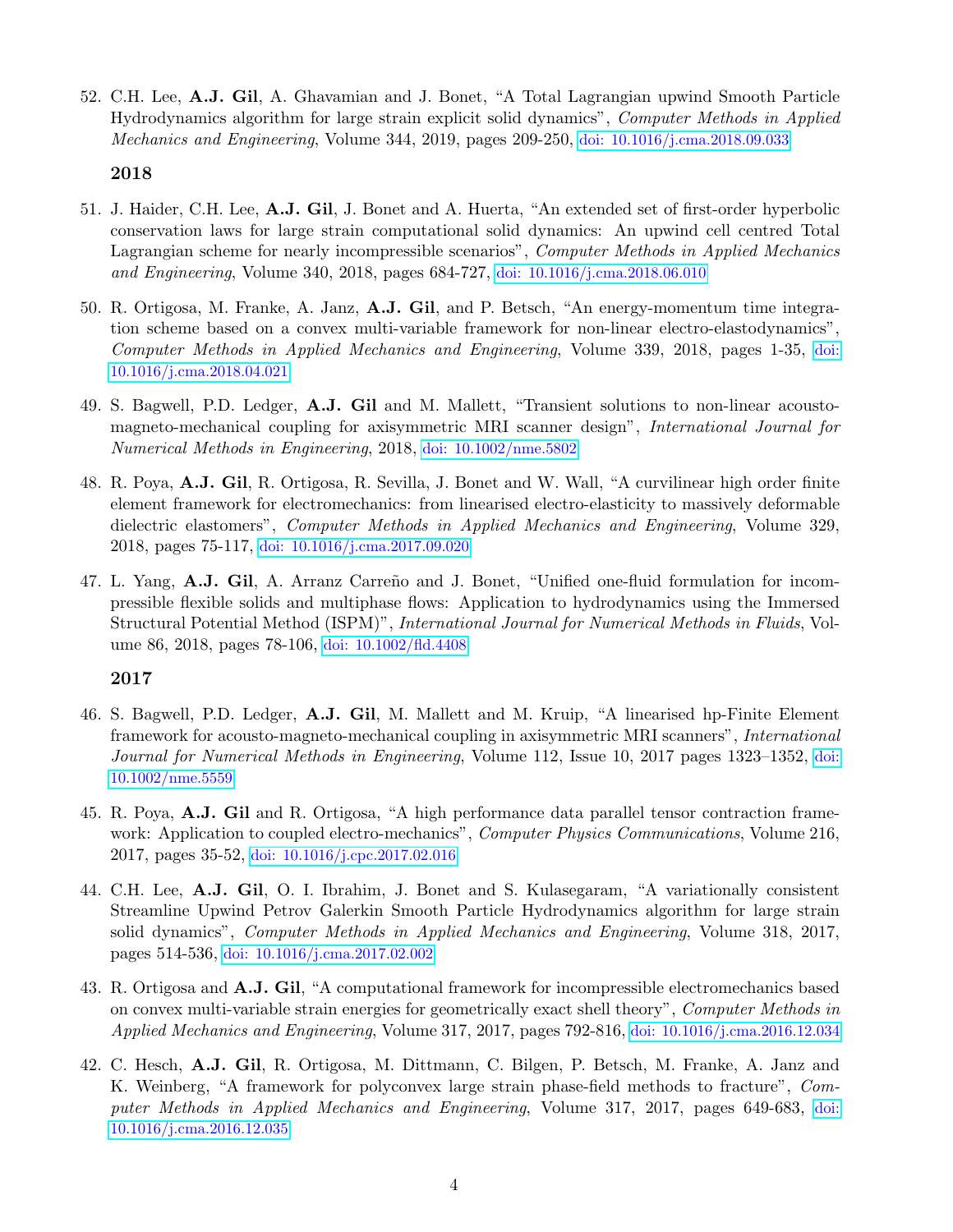52. C.H. Lee, **A.J. Gil**, A. Ghavamian and J. Bonet, "A Total Lagrangian upwind Smooth Particle Hydrodynamics algorithm for large strain explicit solid dynamics", *Computer Methods in Applied Mechanics and Engineering*, Volume 344, 2019, pages 209-250, doi: 10.1016/j.cma.2018.09.033

**2018**

51. J. Haider, C.H. Lee, **A.J. Gil**, J. Bonet and A. Huerta, "An extended set of first-order hyperbolic conservation laws for large strain computational solid dynamics: An upwind cell centred Total Lagrangian scheme for nearly incompressible scenarios", *Computer Methods in Applied Mechanics and Engineering*, Volume 340, 2018, pages 684-727, doi: 10.1016/j.cma.2018.06.010

50. R. Ortigosa, M. Franke, A. Janz, **A.J. Gil**, and P. Betsch, "An energy-momentum time integration scheme based on a convex multi-variable framework for non-linear electro-elastodynamics", *Computer Methods in Applied Mechanics and Engineering*, Volume 339, 2018, pages 1-35, doi: 10.1016/j.cma.2018.04.021

49. S. Bagwell, P.D. Ledger, **A.J. Gil** and M. Mallett, "Transient solutions to non-linear acousto-magneto-mechanical coupling for axisymmetric MRI scanner design", *International Journal for Numerical Methods in Engineering*, 2018, doi: 10.1002/nme.5802

48. R. Poya, **A.J. Gil**, R. Ortigosa, R. Sevilla, J. Bonet and W. Wall, "A curvilinear high order finite element framework for electromechanics: from linearised electro-elasticity to massively deformable dielectric elastomers", *Computer Methods in Applied Mechanics and Engineering*, Volume 329, 2018, pages 75-117, doi: 10.1016/j.cma.2017.09.020

47. L. Yang, **A.J. Gil**, A. Arranz Carreño and J. Bonet, "Unified one-fluid formulation for incompressible flexible solids and multiphase flows: Application to hydrodynamics using the Immersed Structural Potential Method (ISPM)", *International Journal for Numerical Methods in Fluids*, Volume 86, 2018, pages 78-106, doi: 10.1002/fld.4408

**2017**

46. S. Bagwell, P.D. Ledger, **A.J. Gil**, M. Mallett and M. Kruip, "A linearised hp-Finite Element framework for acousto-magneto-mechanical coupling in axisymmetric MRI scanners", *International Journal for Numerical Methods in Engineering*, Volume 112, Issue 10, 2017 pages 1323–1352, doi: 10.1002/nme.5559

45. R. Poya, **A.J. Gil** and R. Ortigosa, "A high performance data parallel tensor contraction framework: Application to coupled electro-mechanics", *Computer Physics Communications*, Volume 216, 2017, pages 35-52, doi: 10.1016/j.cpc.2017.02.016

44. C.H. Lee, **A.J. Gil**, O. I. Ibrahim, J. Bonet and S. Kulasegaram, "A variationally consistent Streamline Upwind Petrov Galerkin Smooth Particle Hydrodynamics algorithm for large strain solid dynamics", *Computer Methods in Applied Mechanics and Engineering*, Volume 318, 2017, pages 514-536, doi: 10.1016/j.cma.2017.02.002

43. R. Ortigosa and **A.J. Gil**, "A computational framework for incompressible electromechanics based on convex multi-variable strain energies for geometrically exact shell theory", *Computer Methods in Applied Mechanics and Engineering*, Volume 317, 2017, pages 792-816, doi: 10.1016/j.cma.2016.12.034

42. C. Hesch, **A.J. Gil**, R. Ortigosa, M. Dittmann, C. Bilgen, P. Betsch, M. Franke, A. Janz and K. Weinberg, "A framework for polyconvex large strain phase-field methods to fracture", *Computer Methods in Applied Mechanics and Engineering*, Volume 317, 2017, pages 649-683, doi: 10.1016/j.cma.2016.12.035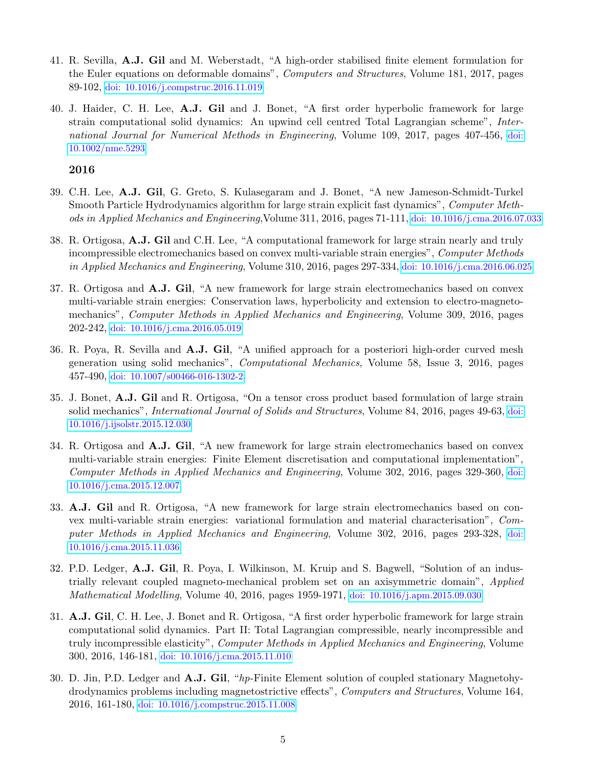41. R. Sevilla, **A.J. Gil** and M. Weberstadt, "A high-order stabilised finite element formulation for the Euler equations on deformable domains", *Computers and Structures*, Volume 181, 2017, pages 89-102, doi: 10.1016/j.compstruc.2016.11.019

40. J. Haider, C. H. Lee, **A.J. Gil** and J. Bonet, "A first order hyperbolic framework for large strain computational solid dynamics: An upwind cell centred Total Lagrangian scheme", *International Journal for Numerical Methods in Engineering*, Volume 109, 2017, pages 407-456, doi: 10.1002/nme.5293

### 2016

39. C.H. Lee, **A.J. Gil**, G. Greto, S. Kulasegaram and J. Bonet, "A new Jameson-Schmidt-Turkel Smooth Particle Hydrodynamics algorithm for large strain explicit fast dynamics", *Computer Methods in Applied Mechanics and Engineering*,Volume 311, 2016, pages 71-111, doi: 10.1016/j.cma.2016.07.033

38. R. Ortigosa, **A.J. Gil** and C.H. Lee, "A computational framework for large strain nearly and truly incompressible electromechanics based on convex multi-variable strain energies", *Computer Methods in Applied Mechanics and Engineering*, Volume 310, 2016, pages 297-334, doi: 10.1016/j.cma.2016.06.025

37. R. Ortigosa and **A.J. Gil**, "A new framework for large strain electromechanics based on convex multi-variable strain energies: Conservation laws, hyperbolicity and extension to electro-magneto-mechanics", *Computer Methods in Applied Mechanics and Engineering*, Volume 309, 2016, pages 202-242, doi: 10.1016/j.cma.2016.05.019

36. R. Poya, R. Sevilla and **A.J. Gil**, "A unified approach for a posteriori high-order curved mesh generation using solid mechanics", *Computational Mechanics*, Volume 58, Issue 3, 2016, pages 457-490, doi: 10.1007/s00466-016-1302-2.

35. J. Bonet, **A.J. Gil** and R. Ortigosa, "On a tensor cross product based formulation of large strain solid mechanics", *International Journal of Solids and Structures*, Volume 84, 2016, pages 49-63, doi: 10.1016/j.ijsolstr.2015.12.030

34. R. Ortigosa and **A.J. Gil**, "A new framework for large strain electromechanics based on convex multi-variable strain energies: Finite Element discretisation and computational implementation", *Computer Methods in Applied Mechanics and Engineering*, Volume 302, 2016, pages 329-360, doi: 10.1016/j.cma.2015.12.007

33. **A.J. Gil** and R. Ortigosa, "A new framework for large strain electromechanics based on convex multi-variable strain energies: variational formulation and material characterisation", *Computer Methods in Applied Mechanics and Engineering*, Volume 302, 2016, pages 293-328, doi: 10.1016/j.cma.2015.11.036

32. P.D. Ledger, **A.J. Gil**, R. Poya, I. Wilkinson, M. Kruip and S. Bagwell, "Solution of an industrially relevant coupled magneto-mechanical problem set on an axisymmetric domain", *Applied Mathematical Modelling*, Volume 40, 2016, pages 1959-1971, doi: 10.1016/j.apm.2015.09.030

31. **A.J. Gil**, C. H. Lee, J. Bonet and R. Ortigosa, "A first order hyperbolic framework for large strain computational solid dynamics. Part II: Total Lagrangian compressible, nearly incompressible and truly incompressible elasticity", *Computer Methods in Applied Mechanics and Engineering*, Volume 300, 2016, 146-181, doi: 10.1016/j.cma.2015.11.010

30. D. Jin, P.D. Ledger and **A.J. Gil**, "*hp*-Finite Element solution of coupled stationary Magnetohydrodynamics problems including magnetostrictive effects", *Computers and Structures*, Volume 164, 2016, 161-180, doi: 10.1016/j.compstruc.2015.11.008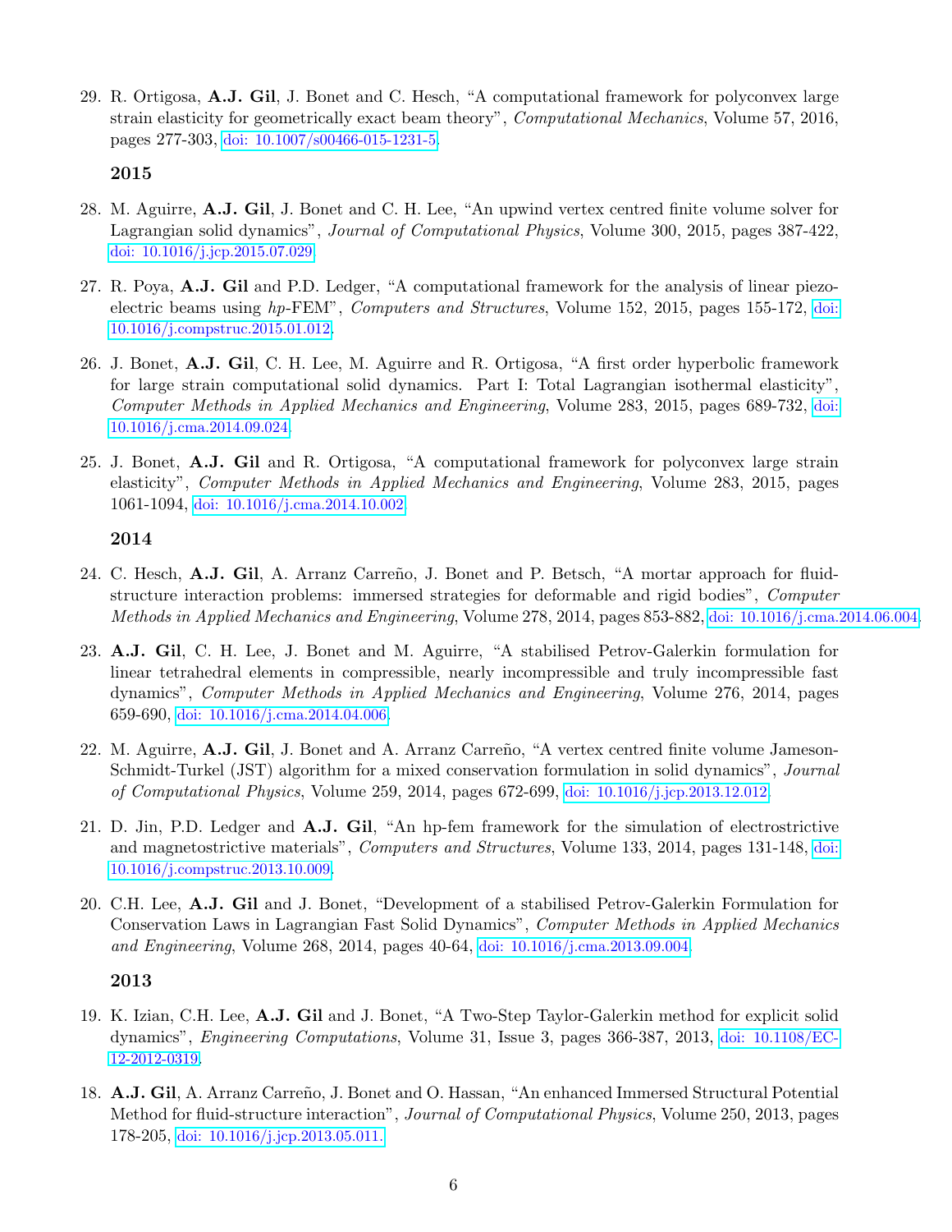29. R. Ortigosa, **A.J. Gil**, J. Bonet and C. Hesch, "A computational framework for polyconvex large strain elasticity for geometrically exact beam theory", *Computational Mechanics*, Volume 57, 2016, pages 277-303, doi: 10.1007/s00466-015-1231-5.

### 2015

28. M. Aguirre, **A.J. Gil**, J. Bonet and C. H. Lee, "An upwind vertex centred finite volume solver for Lagrangian solid dynamics", *Journal of Computational Physics*, Volume 300, 2015, pages 387-422, doi: 10.1016/j.jcp.2015.07.029.

27. R. Poya, **A.J. Gil** and P.D. Ledger, "A computational framework for the analysis of linear piezoelectric beams using *hp*-FEM", *Computers and Structures*, Volume 152, 2015, pages 155-172, doi: 10.1016/j.compstruc.2015.01.012.

26. J. Bonet, **A.J. Gil**, C. H. Lee, M. Aguirre and R. Ortigosa, "A first order hyperbolic framework for large strain computational solid dynamics. Part I: Total Lagrangian isothermal elasticity", *Computer Methods in Applied Mechanics and Engineering*, Volume 283, 2015, pages 689-732, doi: 10.1016/j.cma.2014.09.024.

25. J. Bonet, **A.J. Gil** and R. Ortigosa, "A computational framework for polyconvex large strain elasticity", *Computer Methods in Applied Mechanics and Engineering*, Volume 283, 2015, pages 1061-1094, doi: 10.1016/j.cma.2014.10.002.

### 2014

24. C. Hesch, **A.J. Gil**, A. Arranz Carreño, J. Bonet and P. Betsch, "A mortar approach for fluid-structure interaction problems: immersed strategies for deformable and rigid bodies", *Computer Methods in Applied Mechanics and Engineering*, Volume 278, 2014, pages 853-882, doi: 10.1016/j.cma.2014.06.004.

23. **A.J. Gil**, C. H. Lee, J. Bonet and M. Aguirre, "A stabilised Petrov-Galerkin formulation for linear tetrahedral elements in compressible, nearly incompressible and truly incompressible fast dynamics", *Computer Methods in Applied Mechanics and Engineering*, Volume 276, 2014, pages 659-690, doi: 10.1016/j.cma.2014.04.006.

22. M. Aguirre, **A.J. Gil**, J. Bonet and A. Arranz Carreño, "A vertex centred finite volume Jameson-Schmidt-Turkel (JST) algorithm for a mixed conservation formulation in solid dynamics", *Journal of Computational Physics*, Volume 259, 2014, pages 672-699, doi: 10.1016/j.jcp.2013.12.012.

21. D. Jin, P.D. Ledger and **A.J. Gil**, "An hp-fem framework for the simulation of electrostrictive and magnetostrictive materials", *Computers and Structures*, Volume 133, 2014, pages 131-148, doi: 10.1016/j.compstruc.2013.10.009.

20. C.H. Lee, **A.J. Gil** and J. Bonet, "Development of a stabilised Petrov-Galerkin Formulation for Conservation Laws in Lagrangian Fast Solid Dynamics", *Computer Methods in Applied Mechanics and Engineering*, Volume 268, 2014, pages 40-64, doi: 10.1016/j.cma.2013.09.004.

### 2013

19. K. Izian, C.H. Lee, **A.J. Gil** and J. Bonet, "A Two-Step Taylor-Galerkin method for explicit solid dynamics", *Engineering Computations*, Volume 31, Issue 3, pages 366-387, 2013, doi: 10.1108/EC-12-2012-0319.

18. **A.J. Gil**, A. Arranz Carreño, J. Bonet and O. Hassan, "An enhanced Immersed Structural Potential Method for fluid-structure interaction", *Journal of Computational Physics*, Volume 250, 2013, pages 178-205, doi: 10.1016/j.jcp.2013.05.011.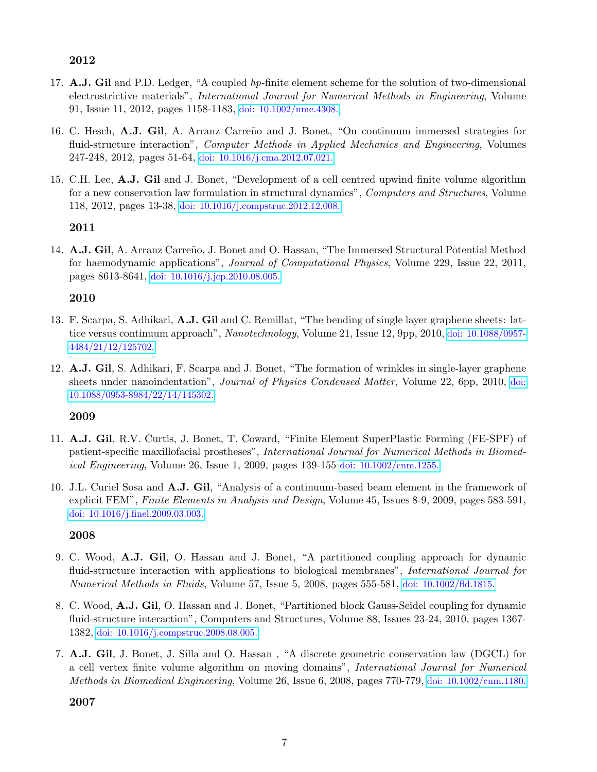**2012**

17. **A.J. Gil** and P.D. Ledger, “A coupled *hp*-finite element scheme for the solution of two-dimensional electrostrictive materials”, *International Journal for Numerical Methods in Engineering*, Volume 91, Issue 11, 2012, pages 1158-1183, doi: 10.1002/nme.4308.

16. C. Hesch, **A.J. Gil**, A. Arranz Carreño and J. Bonet, “On continuum immersed strategies for fluid-structure interaction”, *Computer Methods in Applied Mechanics and Engineering*, Volumes 247-248, 2012, pages 51-64, doi: 10.1016/j.cma.2012.07.021.

15. C.H. Lee, **A.J. Gil** and J. Bonet, “Development of a cell centred upwind finite volume algorithm for a new conservation law formulation in structural dynamics”, *Computers and Structures*, Volume 118, 2012, pages 13-38, doi: 10.1016/j.compstruc.2012.12.008.

**2011**

14. **A.J. Gil**, A. Arranz Carreño, J. Bonet and O. Hassan, “The Immersed Structural Potential Method for haemodynamic applications”, *Journal of Computational Physics*, Volume 229, Issue 22, 2011, pages 8613-8641, doi: 10.1016/j.jcp.2010.08.005.

**2010**

13. F. Scarpa, S. Adhikari, **A.J. Gil** and C. Remillat, “The bending of single layer graphene sheets: lattice versus continuum approach”, *Nanotechnology*, Volume 21, Issue 12, 9pp, 2010, doi: 10.1088/0957-4484/21/12/125702.

12. **A.J. Gil**, S. Adhikari, F. Scarpa and J. Bonet, “The formation of wrinkles in single-layer graphene sheets under nanoindentation”, *Journal of Physics Condensed Matter*, Volume 22, 6pp, 2010, doi: 10.1088/0953-8984/22/14/145302.

**2009**

11. **A.J. Gil**, R.V. Curtis, J. Bonet, T. Coward, “Finite Element SuperPlastic Forming (FE-SPF) of patient-specific maxillofacial prostheses”, *International Journal for Numerical Methods in Biomedical Engineering*, Volume 26, Issue 1, 2009, pages 139-155 doi: 10.1002/cnm.1255.

10. J.L. Curiel Sosa and **A.J. Gil**, “Analysis of a continuum-based beam element in the framework of explicit FEM”, *Finite Elements in Analysis and Design*, Volume 45, Issues 8-9, 2009, pages 583-591, doi: 10.1016/j.finel.2009.03.003.

**2008**

9. C. Wood, **A.J. Gil**, O. Hassan and J. Bonet, “A partitioned coupling approach for dynamic fluid-structure interaction with applications to biological membranes”, *International Journal for Numerical Methods in Fluids*, Volume 57, Issue 5, 2008, pages 555-581, doi: 10.1002/fld.1815.

8. C. Wood, **A.J. Gil**, O. Hassan and J. Bonet, “Partitioned block Gauss-Seidel coupling for dynamic fluid-structure interaction”, Computers and Structures, Volume 88, Issues 23-24, 2010, pages 1367-1382, doi: 10.1016/j.compstruc.2008.08.005.

7. **A.J. Gil**, J. Bonet, J. Silla and O. Hassan , “A discrete geometric conservation law (DGCL) for a cell vertex finite volume algorithm on moving domains”, *International Journal for Numerical Methods in Biomedical Engineering*, Volume 26, Issue 6, 2008, pages 770-779, doi: 10.1002/cnm.1180.

**2007**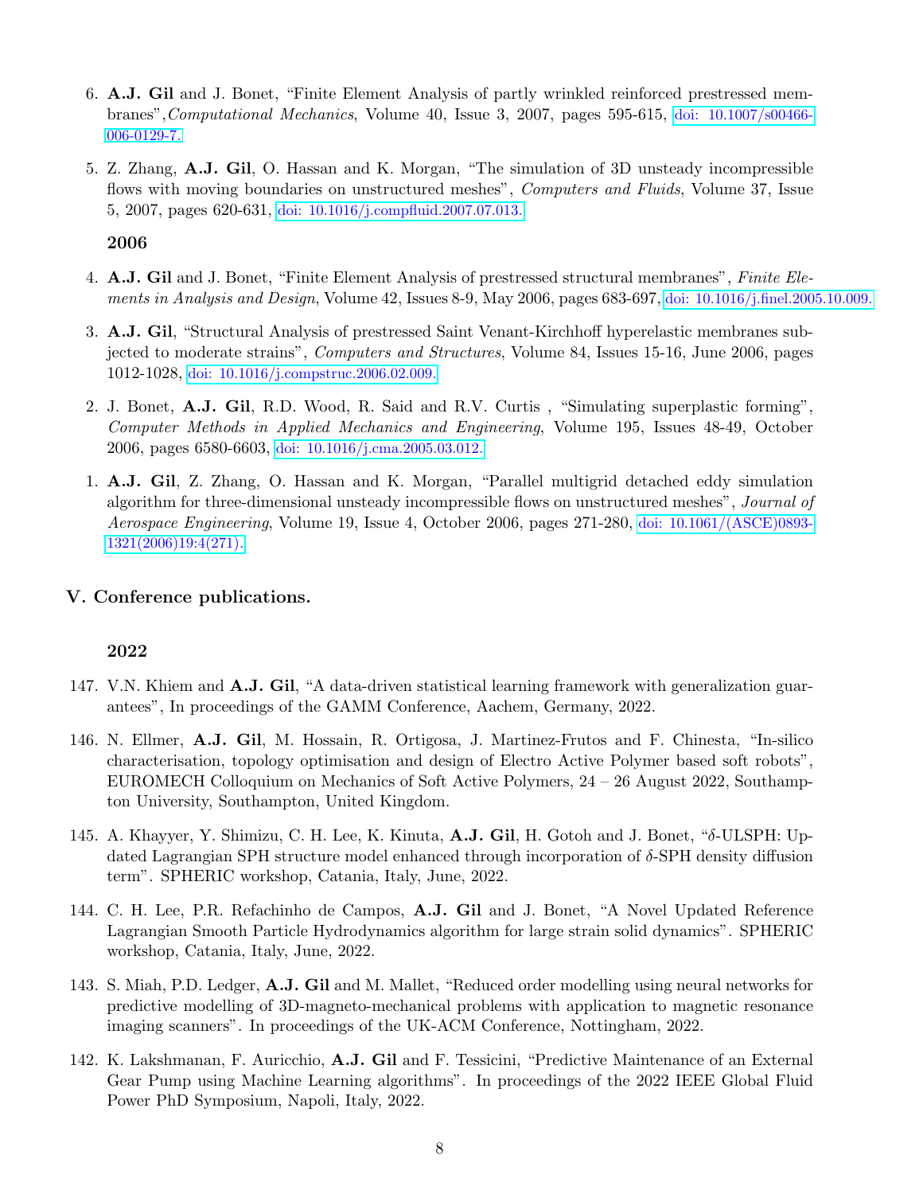6. **A.J. Gil** and J. Bonet, "Finite Element Analysis of partly wrinkled reinforced prestressed membranes",*Computational Mechanics*, Volume 40, Issue 3, 2007, pages 595-615, doi: 10.1007/s00466-006-0129-7.

5. Z. Zhang, **A.J. Gil**, O. Hassan and K. Morgan, "The simulation of 3D unsteady incompressible flows with moving boundaries on unstructured meshes", *Computers and Fluids*, Volume 37, Issue 5, 2007, pages 620-631, doi: 10.1016/j.compfluid.2007.07.013.

**2006**

4. **A.J. Gil** and J. Bonet, "Finite Element Analysis of prestressed structural membranes", *Finite Elements in Analysis and Design*, Volume 42, Issues 8-9, May 2006, pages 683-697, doi: 10.1016/j.finel.2005.10.009.

3. **A.J. Gil**, "Structural Analysis of prestressed Saint Venant-Kirchhoff hyperelastic membranes subjected to moderate strains", *Computers and Structures*, Volume 84, Issues 15-16, June 2006, pages 1012-1028, doi: 10.1016/j.compstruc.2006.02.009.

2. J. Bonet, **A.J. Gil**, R.D. Wood, R. Said and R.V. Curtis , "Simulating superplastic forming", *Computer Methods in Applied Mechanics and Engineering*, Volume 195, Issues 48-49, October 2006, pages 6580-6603, doi: 10.1016/j.cma.2005.03.012.

1. **A.J. Gil**, Z. Zhang, O. Hassan and K. Morgan, "Parallel multigrid detached eddy simulation algorithm for three-dimensional unsteady incompressible flows on unstructured meshes", *Journal of Aerospace Engineering*, Volume 19, Issue 4, October 2006, pages 271-280, doi: 10.1061/(ASCE)0893-1321(2006)19:4(271).

## V. Conference publications.

**2022**

147. V.N. Khiem and **A.J. Gil**, "A data-driven statistical learning framework with generalization guarantees", In proceedings of the GAMM Conference, Aachem, Germany, 2022.

146. N. Ellmer, **A.J. Gil**, M. Hossain, R. Ortigosa, J. Martinez-Frutos and F. Chinesta, "In-silico characterisation, topology optimisation and design of Electro Active Polymer based soft robots", EUROMECH Colloquium on Mechanics of Soft Active Polymers, 24 – 26 August 2022, Southampton University, Southampton, United Kingdom.

145. A. Khayyer, Y. Shimizu, C. H. Lee, K. Kinuta, **A.J. Gil**, H. Gotoh and J. Bonet, "$\delta$-ULSPH: Updated Lagrangian SPH structure model enhanced through incorporation of $\delta$-SPH density diffusion term". SPHERIC workshop, Catania, Italy, June, 2022.

144. C. H. Lee, P.R. Refachinho de Campos, **A.J. Gil** and J. Bonet, "A Novel Updated Reference Lagrangian Smooth Particle Hydrodynamics algorithm for large strain solid dynamics". SPHERIC workshop, Catania, Italy, June, 2022.

143. S. Miah, P.D. Ledger, **A.J. Gil** and M. Mallet, "Reduced order modelling using neural networks for predictive modelling of 3D-magneto-mechanical problems with application to magnetic resonance imaging scanners". In proceedings of the UK-ACM Conference, Nottingham, 2022.

142. K. Lakshmanan, F. Auricchio, **A.J. Gil** and F. Tessicini, "Predictive Maintenance of an External Gear Pump using Machine Learning algorithms". In proceedings of the 2022 IEEE Global Fluid Power PhD Symposium, Napoli, Italy, 2022.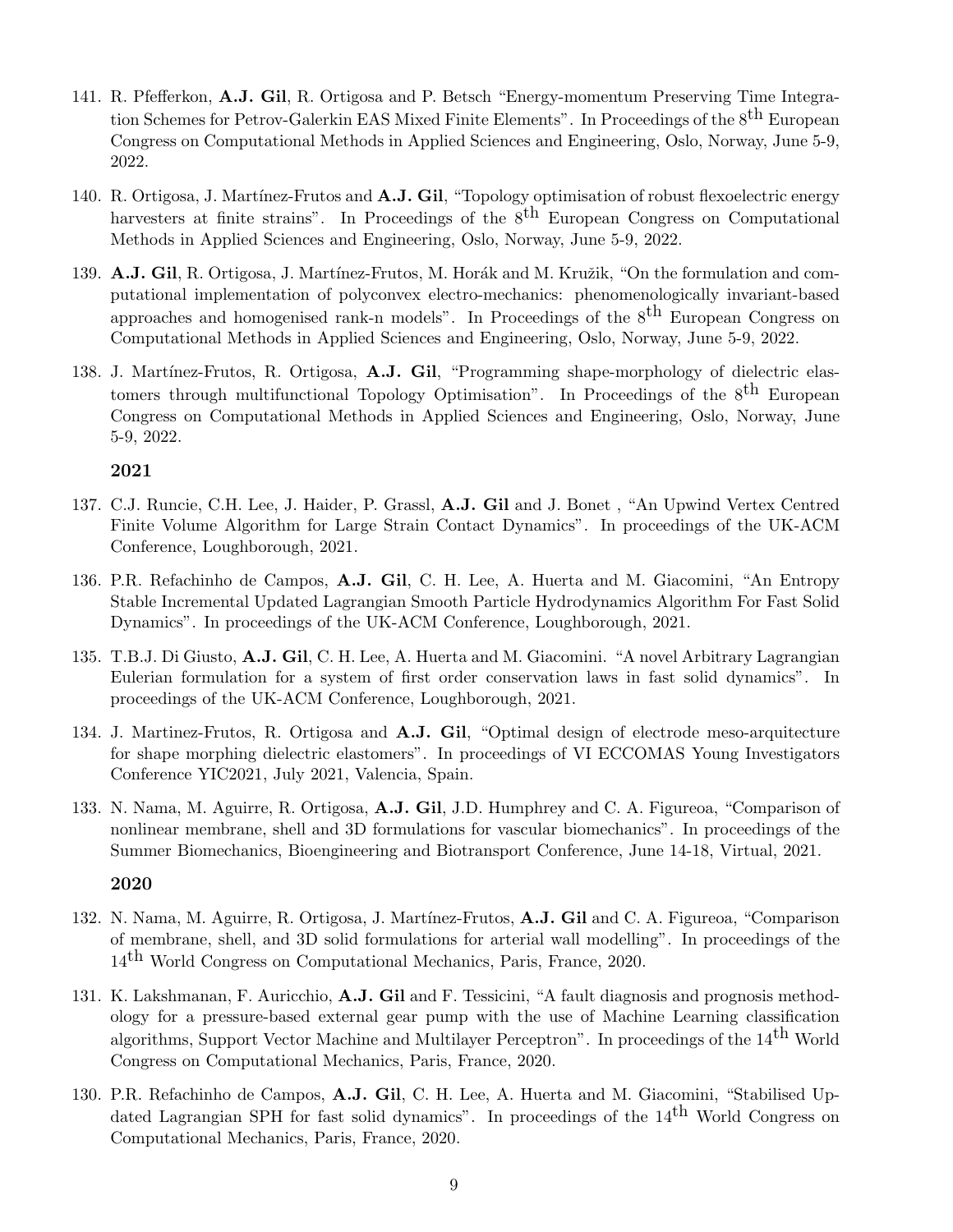141. R. Pfefferkon, **A.J. Gil**, R. Ortigosa and P. Betsch "Energy-momentum Preserving Time Integration Schemes for Petrov-Galerkin EAS Mixed Finite Elements". In Proceedings of the 8$^{\text{th}}$ European Congress on Computational Methods in Applied Sciences and Engineering, Oslo, Norway, June 5-9, 2022.

140. R. Ortigosa, J. Martínez-Frutos and **A.J. Gil**, "Topology optimisation of robust flexoelectric energy harvesters at finite strains". In Proceedings of the 8$^{\text{th}}$ European Congress on Computational Methods in Applied Sciences and Engineering, Oslo, Norway, June 5-9, 2022.

139. **A.J. Gil**, R. Ortigosa, J. Martínez-Frutos, M. Horák and M. Kružik, "On the formulation and computational implementation of polyconvex electro-mechanics: phenomenologically invariant-based approaches and homogenised rank-n models". In Proceedings of the 8$^{\text{th}}$ European Congress on Computational Methods in Applied Sciences and Engineering, Oslo, Norway, June 5-9, 2022.

138. J. Martínez-Frutos, R. Ortigosa, **A.J. Gil**, "Programming shape-morphology of dielectric elastomers through multifunctional Topology Optimisation". In Proceedings of the 8$^{\text{th}}$ European Congress on Computational Methods in Applied Sciences and Engineering, Oslo, Norway, June 5-9, 2022.

**2021**

137. C.J. Runcie, C.H. Lee, J. Haider, P. Grassl, **A.J. Gil** and J. Bonet , "An Upwind Vertex Centred Finite Volume Algorithm for Large Strain Contact Dynamics". In proceedings of the UK-ACM Conference, Loughborough, 2021.

136. P.R. Refachinho de Campos, **A.J. Gil**, C. H. Lee, A. Huerta and M. Giacomini, "An Entropy Stable Incremental Updated Lagrangian Smooth Particle Hydrodynamics Algorithm For Fast Solid Dynamics". In proceedings of the UK-ACM Conference, Loughborough, 2021.

135. T.B.J. Di Giusto, **A.J. Gil**, C. H. Lee, A. Huerta and M. Giacomini. "A novel Arbitrary Lagrangian Eulerian formulation for a system of first order conservation laws in fast solid dynamics". In proceedings of the UK-ACM Conference, Loughborough, 2021.

134. J. Martinez-Frutos, R. Ortigosa and **A.J. Gil**, "Optimal design of electrode meso-arquitecture for shape morphing dielectric elastomers". In proceedings of VI ECCOMAS Young Investigators Conference YIC2021, July 2021, Valencia, Spain.

133. N. Nama, M. Aguirre, R. Ortigosa, **A.J. Gil**, J.D. Humphrey and C. A. Figureoa, "Comparison of nonlinear membrane, shell and 3D formulations for vascular biomechanics". In proceedings of the Summer Biomechanics, Bioengineering and Biotransport Conference, June 14-18, Virtual, 2021.

**2020**

132. N. Nama, M. Aguirre, R. Ortigosa, J. Martínez-Frutos, **A.J. Gil** and C. A. Figureoa, "Comparison of membrane, shell, and 3D solid formulations for arterial wall modelling". In proceedings of the 14$^{\text{th}}$ World Congress on Computational Mechanics, Paris, France, 2020.

131. K. Lakshmanan, F. Auricchio, **A.J. Gil** and F. Tessicini, "A fault diagnosis and prognosis methodology for a pressure-based external gear pump with the use of Machine Learning classification algorithms, Support Vector Machine and Multilayer Perceptron". In proceedings of the 14$^{\text{th}}$ World Congress on Computational Mechanics, Paris, France, 2020.

130. P.R. Refachinho de Campos, **A.J. Gil**, C. H. Lee, A. Huerta and M. Giacomini, "Stabilised Updated Lagrangian SPH for fast solid dynamics". In proceedings of the 14$^{\text{th}}$ World Congress on Computational Mechanics, Paris, France, 2020.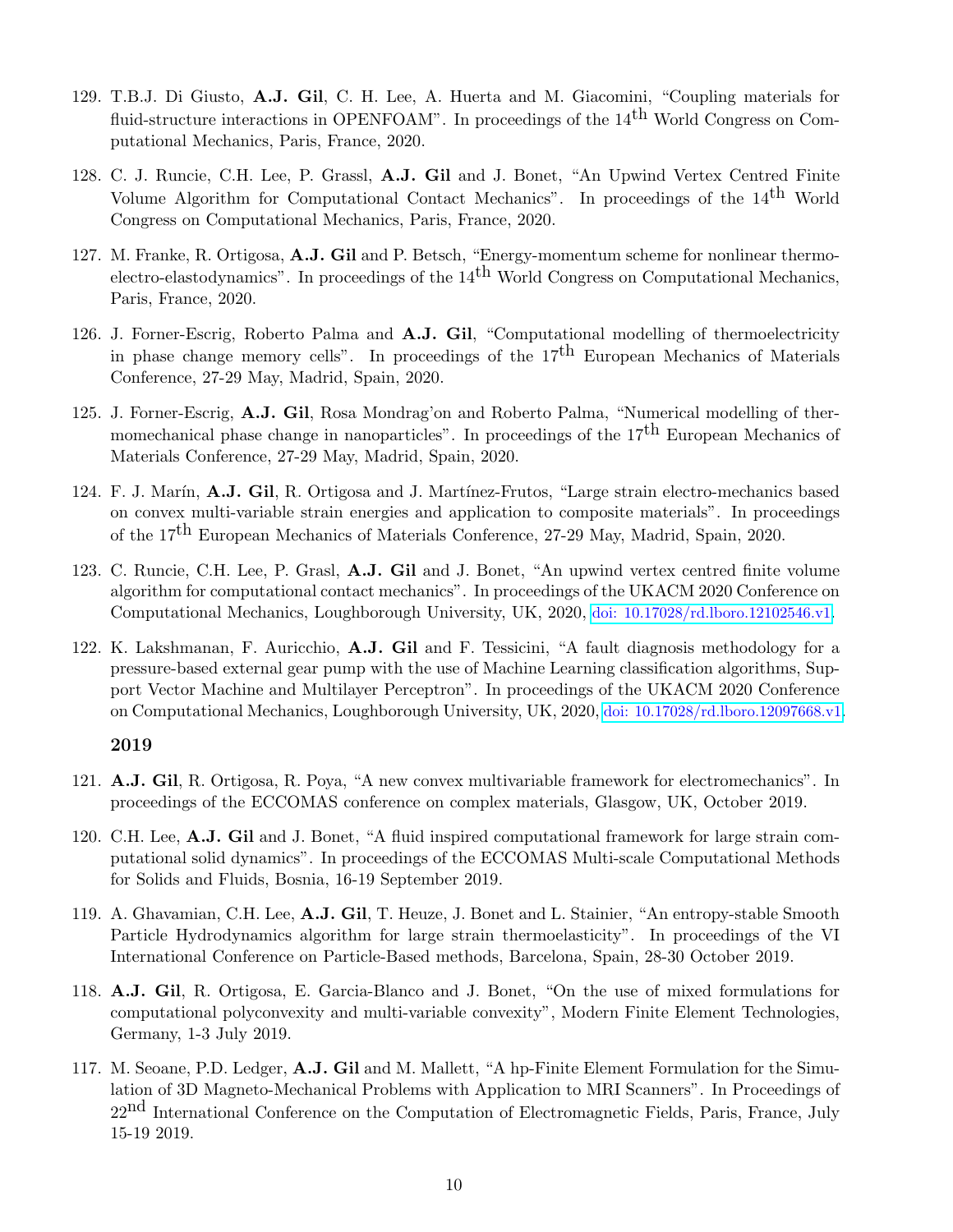129. T.B.J. Di Giusto, **A.J. Gil**, C. H. Lee, A. Huerta and M. Giacomini, "Coupling materials for fluid-structure interactions in OPENFOAM". In proceedings of the 14$^{\text{th}}$ World Congress on Computational Mechanics, Paris, France, 2020.

128. C. J. Runcie, C.H. Lee, P. Grassl, **A.J. Gil** and J. Bonet, "An Upwind Vertex Centred Finite Volume Algorithm for Computational Contact Mechanics". In proceedings of the 14$^{\text{th}}$ World Congress on Computational Mechanics, Paris, France, 2020.

127. M. Franke, R. Ortigosa, **A.J. Gil** and P. Betsch, "Energy-momentum scheme for nonlinear thermo-electro-elastodynamics". In proceedings of the 14$^{\text{th}}$ World Congress on Computational Mechanics, Paris, France, 2020.

126. J. Forner-Escrig, Roberto Palma and **A.J. Gil**, "Computational modelling of thermoelectricity in phase change memory cells". In proceedings of the 17$^{\text{th}}$ European Mechanics of Materials Conference, 27-29 May, Madrid, Spain, 2020.

125. J. Forner-Escrig, **A.J. Gil**, Rosa Mondrag'on and Roberto Palma, "Numerical modelling of thermomechanical phase change in nanoparticles". In proceedings of the 17$^{\text{th}}$ European Mechanics of Materials Conference, 27-29 May, Madrid, Spain, 2020.

124. F. J. Marín, **A.J. Gil**, R. Ortigosa and J. Martínez-Frutos, "Large strain electro-mechanics based on convex multi-variable strain energies and application to composite materials". In proceedings of the 17$^{\text{th}}$ European Mechanics of Materials Conference, 27-29 May, Madrid, Spain, 2020.

123. C. Runcie, C.H. Lee, P. Grasl, **A.J. Gil** and J. Bonet, "An upwind vertex centred finite volume algorithm for computational contact mechanics". In proceedings of the UKACM 2020 Conference on Computational Mechanics, Loughborough University, UK, 2020, doi: 10.17028/rd.lboro.12102546.v1.

122. K. Lakshmanan, F. Auricchio, **A.J. Gil** and F. Tessicini, "A fault diagnosis methodology for a pressure-based external gear pump with the use of Machine Learning classification algorithms, Support Vector Machine and Multilayer Perceptron". In proceedings of the UKACM 2020 Conference on Computational Mechanics, Loughborough University, UK, 2020, doi: 10.17028/rd.lboro.12097668.v1.

### 2019

121. **A.J. Gil**, R. Ortigosa, R. Poya, "A new convex multivariable framework for electromechanics". In proceedings of the ECCOMAS conference on complex materials, Glasgow, UK, October 2019.

120. C.H. Lee, **A.J. Gil** and J. Bonet, "A fluid inspired computational framework for large strain computational solid dynamics". In proceedings of the ECCOMAS Multi-scale Computational Methods for Solids and Fluids, Bosnia, 16-19 September 2019.

119. A. Ghavamian, C.H. Lee, **A.J. Gil**, T. Heuze, J. Bonet and L. Stainier, "An entropy-stable Smooth Particle Hydrodynamics algorithm for large strain thermoelasticity". In proceedings of the VI International Conference on Particle-Based methods, Barcelona, Spain, 28-30 October 2019.

118. **A.J. Gil**, R. Ortigosa, E. Garcia-Blanco and J. Bonet, "On the use of mixed formulations for computational polyconvexity and multi-variable convexity", Modern Finite Element Technologies, Germany, 1-3 July 2019.

117. M. Seoane, P.D. Ledger, **A.J. Gil** and M. Mallett, "A hp-Finite Element Formulation for the Simulation of 3D Magneto-Mechanical Problems with Application to MRI Scanners". In Proceedings of 22$^{\text{nd}}$ International Conference on the Computation of Electromagnetic Fields, Paris, France, July 15-19 2019.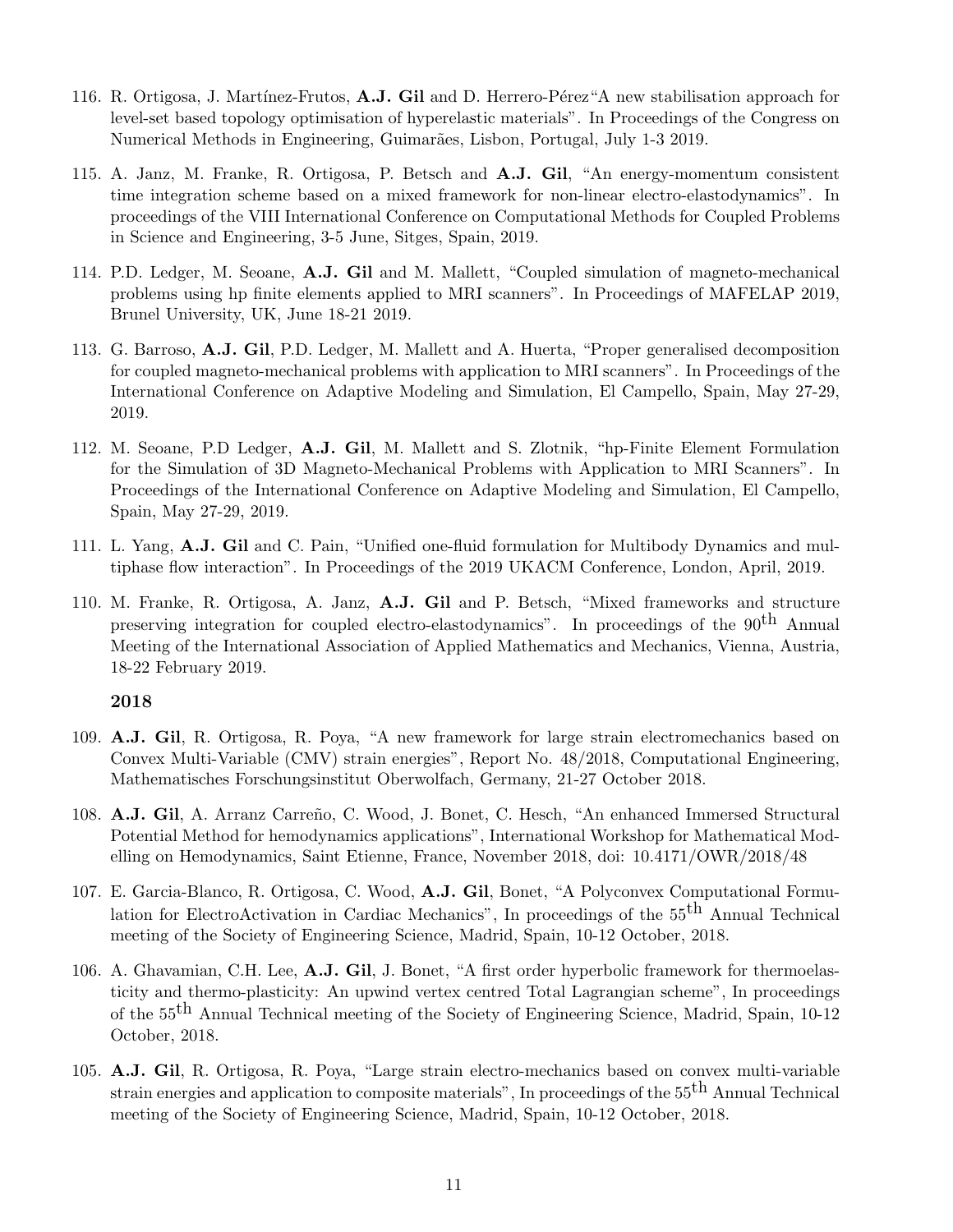116. R. Ortigosa, J. Martínez-Frutos, **A.J. Gil** and D. Herrero-Pérez"A new stabilisation approach for level-set based topology optimisation of hyperelastic materials". In Proceedings of the Congress on Numerical Methods in Engineering, Guimarães, Lisbon, Portugal, July 1-3 2019.

115. A. Janz, M. Franke, R. Ortigosa, P. Betsch and **A.J. Gil**, "An energy-momentum consistent time integration scheme based on a mixed framework for non-linear electro-elastodynamics". In proceedings of the VIII International Conference on Computational Methods for Coupled Problems in Science and Engineering, 3-5 June, Sitges, Spain, 2019.

114. P.D. Ledger, M. Seoane, **A.J. Gil** and M. Mallett, "Coupled simulation of magneto-mechanical problems using hp finite elements applied to MRI scanners". In Proceedings of MAFELAP 2019, Brunel University, UK, June 18-21 2019.

113. G. Barroso, **A.J. Gil**, P.D. Ledger, M. Mallett and A. Huerta, "Proper generalised decomposition for coupled magneto-mechanical problems with application to MRI scanners". In Proceedings of the International Conference on Adaptive Modeling and Simulation, El Campello, Spain, May 27-29, 2019.

112. M. Seoane, P.D Ledger, **A.J. Gil**, M. Mallett and S. Zlotnik, "hp-Finite Element Formulation for the Simulation of 3D Magneto-Mechanical Problems with Application to MRI Scanners". In Proceedings of the International Conference on Adaptive Modeling and Simulation, El Campello, Spain, May 27-29, 2019.

111. L. Yang, **A.J. Gil** and C. Pain, "Unified one-fluid formulation for Multibody Dynamics and multiphase flow interaction". In Proceedings of the 2019 UKACM Conference, London, April, 2019.

110. M. Franke, R. Ortigosa, A. Janz, **A.J. Gil** and P. Betsch, "Mixed frameworks and structure preserving integration for coupled electro-elastodynamics". In proceedings of the 90$^{\text{th}}$ Annual Meeting of the International Association of Applied Mathematics and Mechanics, Vienna, Austria, 18-22 February 2019.

**2018**

109. **A.J. Gil**, R. Ortigosa, R. Poya, "A new framework for large strain electromechanics based on Convex Multi-Variable (CMV) strain energies", Report No. 48/2018, Computational Engineering, Mathematisches Forschungsinstitut Oberwolfach, Germany, 21-27 October 2018.

108. **A.J. Gil**, A. Arranz Carreño, C. Wood, J. Bonet, C. Hesch, "An enhanced Immersed Structural Potential Method for hemodynamics applications", International Workshop for Mathematical Modelling on Hemodynamics, Saint Etienne, France, November 2018, doi: 10.4171/OWR/2018/48

107. E. Garcia-Blanco, R. Ortigosa, C. Wood, **A.J. Gil**, Bonet, "A Polyconvex Computational Formulation for ElectroActivation in Cardiac Mechanics", In proceedings of the 55$^{\text{th}}$ Annual Technical meeting of the Society of Engineering Science, Madrid, Spain, 10-12 October, 2018.

106. A. Ghavamian, C.H. Lee, **A.J. Gil**, J. Bonet, "A first order hyperbolic framework for thermoelasticity and thermo-plasticity: An upwind vertex centred Total Lagrangian scheme", In proceedings of the 55$^{\text{th}}$ Annual Technical meeting of the Society of Engineering Science, Madrid, Spain, 10-12 October, 2018.

105. **A.J. Gil**, R. Ortigosa, R. Poya, "Large strain electro-mechanics based on convex multi-variable strain energies and application to composite materials", In proceedings of the 55$^{\text{th}}$ Annual Technical meeting of the Society of Engineering Science, Madrid, Spain, 10-12 October, 2018.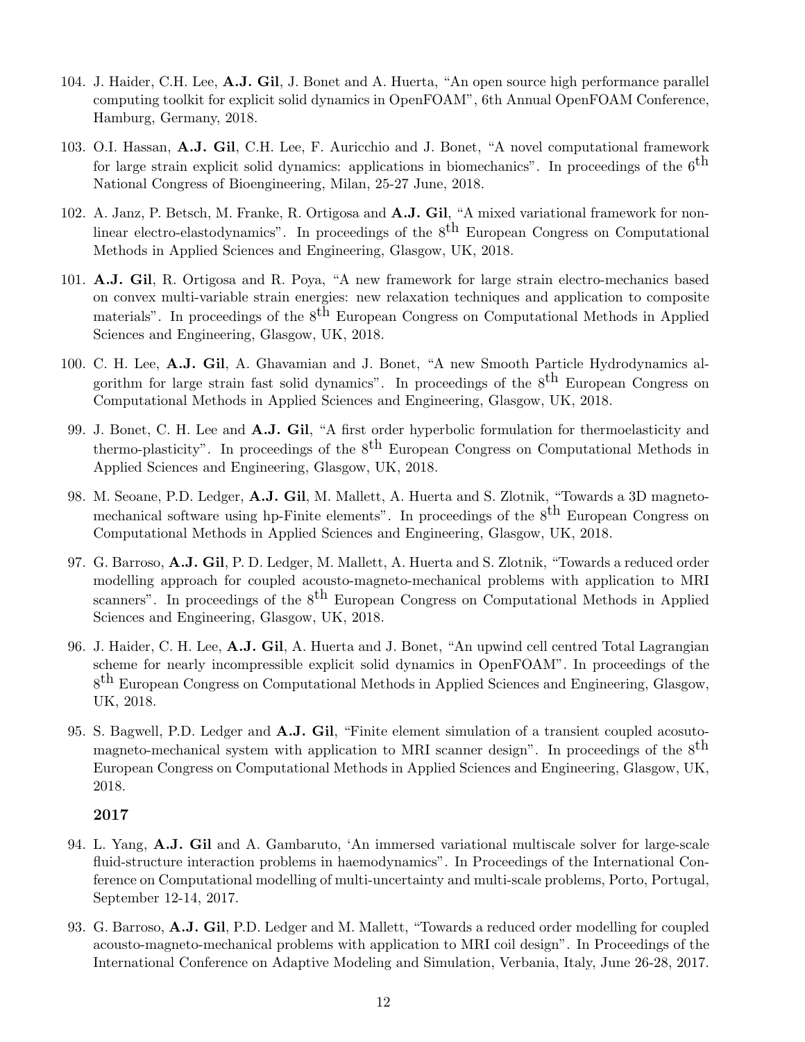104. J. Haider, C.H. Lee, **A.J. Gil**, J. Bonet and A. Huerta, "An open source high performance parallel computing toolkit for explicit solid dynamics in OpenFOAM", 6th Annual OpenFOAM Conference, Hamburg, Germany, 2018.

103. O.I. Hassan, **A.J. Gil**, C.H. Lee, F. Auricchio and J. Bonet, "A novel computational framework for large strain explicit solid dynamics: applications in biomechanics". In proceedings of the $6^{\text{th}}$ National Congress of Bioengineering, Milan, 25-27 June, 2018.

102. A. Janz, P. Betsch, M. Franke, R. Ortigosa and **A.J. Gil**, "A mixed variational framework for nonlinear electro-elastodynamics". In proceedings of the $8^{\text{th}}$ European Congress on Computational Methods in Applied Sciences and Engineering, Glasgow, UK, 2018.

101. **A.J. Gil**, R. Ortigosa and R. Poya, "A new framework for large strain electro-mechanics based on convex multi-variable strain energies: new relaxation techniques and application to composite materials". In proceedings of the $8^{\text{th}}$ European Congress on Computational Methods in Applied Sciences and Engineering, Glasgow, UK, 2018.

100. C. H. Lee, **A.J. Gil**, A. Ghavamian and J. Bonet, "A new Smooth Particle Hydrodynamics algorithm for large strain fast solid dynamics". In proceedings of the $8^{\text{th}}$ European Congress on Computational Methods in Applied Sciences and Engineering, Glasgow, UK, 2018.

99. J. Bonet, C. H. Lee and **A.J. Gil**, "A first order hyperbolic formulation for thermoelasticity and thermo-plasticity". In proceedings of the $8^{\text{th}}$ European Congress on Computational Methods in Applied Sciences and Engineering, Glasgow, UK, 2018.

98. M. Seoane, P.D. Ledger, **A.J. Gil**, M. Mallett, A. Huerta and S. Zlotnik, "Towards a 3D magneto-mechanical software using hp-Finite elements". In proceedings of the $8^{\text{th}}$ European Congress on Computational Methods in Applied Sciences and Engineering, Glasgow, UK, 2018.

97. G. Barroso, **A.J. Gil**, P. D. Ledger, M. Mallett, A. Huerta and S. Zlotnik, "Towards a reduced order modelling approach for coupled acousto-magneto-mechanical problems with application to MRI scanners". In proceedings of the $8^{\text{th}}$ European Congress on Computational Methods in Applied Sciences and Engineering, Glasgow, UK, 2018.

96. J. Haider, C. H. Lee, **A.J. Gil**, A. Huerta and J. Bonet, "An upwind cell centred Total Lagrangian scheme for nearly incompressible explicit solid dynamics in OpenFOAM". In proceedings of the $8^{\text{th}}$ European Congress on Computational Methods in Applied Sciences and Engineering, Glasgow, UK, 2018.

95. S. Bagwell, P.D. Ledger and **A.J. Gil**, "Finite element simulation of a transient coupled acosuto-magneto-mechanical system with application to MRI scanner design". In proceedings of the $8^{\text{th}}$ European Congress on Computational Methods in Applied Sciences and Engineering, Glasgow, UK, 2018.

**2017**

94. L. Yang, **A.J. Gil** and A. Gambaruto, 'An immersed variational multiscale solver for large-scale fluid-structure interaction problems in haemodynamics". In Proceedings of the International Conference on Computational modelling of multi-uncertainty and multi-scale problems, Porto, Portugal, September 12-14, 2017.

93. G. Barroso, **A.J. Gil**, P.D. Ledger and M. Mallett, "Towards a reduced order modelling for coupled acousto-magneto-mechanical problems with application to MRI coil design". In Proceedings of the International Conference on Adaptive Modeling and Simulation, Verbania, Italy, June 26-28, 2017.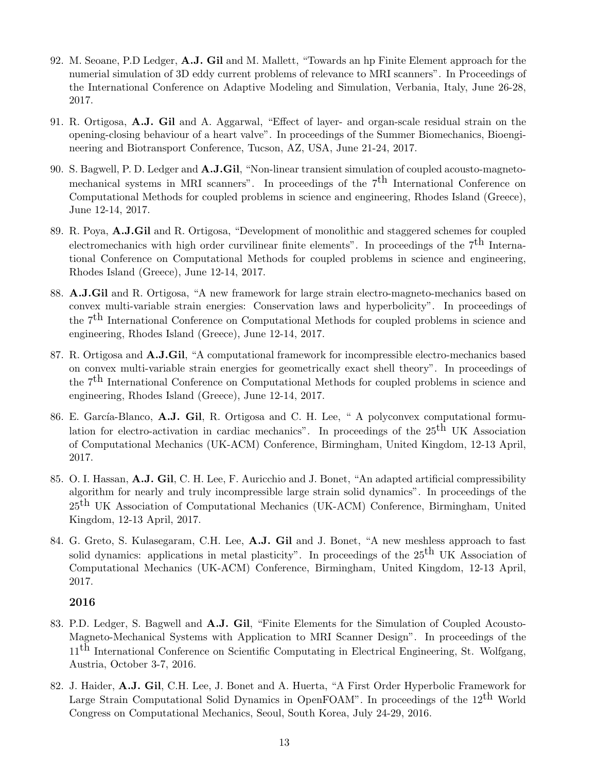92. M. Seoane, P.D Ledger, **A.J. Gil** and M. Mallett, "Towards an hp Finite Element approach for the numerial simulation of 3D eddy current problems of relevance to MRI scanners". In Proceedings of the International Conference on Adaptive Modeling and Simulation, Verbania, Italy, June 26-28, 2017.

91. R. Ortigosa, **A.J. Gil** and A. Aggarwal, "Effect of layer- and organ-scale residual strain on the opening-closing behaviour of a heart valve". In proceedings of the Summer Biomechanics, Bioengineering and Biotransport Conference, Tucson, AZ, USA, June 21-24, 2017.

90. S. Bagwell, P. D. Ledger and **A.J.Gil**, "Non-linear transient simulation of coupled acousto-magneto-mechanical systems in MRI scanners". In proceedings of the 7$^{\text{th}}$ International Conference on Computational Methods for coupled problems in science and engineering, Rhodes Island (Greece), June 12-14, 2017.

89. R. Poya, **A.J.Gil** and R. Ortigosa, "Development of monolithic and staggered schemes for coupled electromechanics with high order curvilinear finite elements". In proceedings of the 7$^{\text{th}}$ International Conference on Computational Methods for coupled problems in science and engineering, Rhodes Island (Greece), June 12-14, 2017.

88. **A.J.Gil** and R. Ortigosa, "A new framework for large strain electro-magneto-mechanics based on convex multi-variable strain energies: Conservation laws and hyperbolicity". In proceedings of the 7$^{\text{th}}$ International Conference on Computational Methods for coupled problems in science and engineering, Rhodes Island (Greece), June 12-14, 2017.

87. R. Ortigosa and **A.J.Gil**, "A computational framework for incompressible electro-mechanics based on convex multi-variable strain energies for geometrically exact shell theory". In proceedings of the 7$^{\text{th}}$ International Conference on Computational Methods for coupled problems in science and engineering, Rhodes Island (Greece), June 12-14, 2017.

86. E. García-Blanco, **A.J. Gil**, R. Ortigosa and C. H. Lee, " A polyconvex computational formulation for electro-activation in cardiac mechanics". In proceedings of the 25$^{\text{th}}$ UK Association of Computational Mechanics (UK-ACM) Conference, Birmingham, United Kingdom, 12-13 April, 2017.

85. O. I. Hassan, **A.J. Gil**, C. H. Lee, F. Auricchio and J. Bonet, "An adapted artificial compressibility algorithm for nearly and truly incompressible large strain solid dynamics". In proceedings of the 25$^{\text{th}}$ UK Association of Computational Mechanics (UK-ACM) Conference, Birmingham, United Kingdom, 12-13 April, 2017.

84. G. Greto, S. Kulasegaram, C.H. Lee, **A.J. Gil** and J. Bonet, "A new meshless approach to fast solid dynamics: applications in metal plasticity". In proceedings of the 25$^{\text{th}}$ UK Association of Computational Mechanics (UK-ACM) Conference, Birmingham, United Kingdom, 12-13 April, 2017.

**2016**

83. P.D. Ledger, S. Bagwell and **A.J. Gil**, "Finite Elements for the Simulation of Coupled Acousto-Magneto-Mechanical Systems with Application to MRI Scanner Design". In proceedings of the 11$^{\text{th}}$ International Conference on Scientific Computating in Electrical Engineering, St. Wolfgang, Austria, October 3-7, 2016.

82. J. Haider, **A.J. Gil**, C.H. Lee, J. Bonet and A. Huerta, "A First Order Hyperbolic Framework for Large Strain Computational Solid Dynamics in OpenFOAM". In proceedings of the 12$^{\text{th}}$ World Congress on Computational Mechanics, Seoul, South Korea, July 24-29, 2016.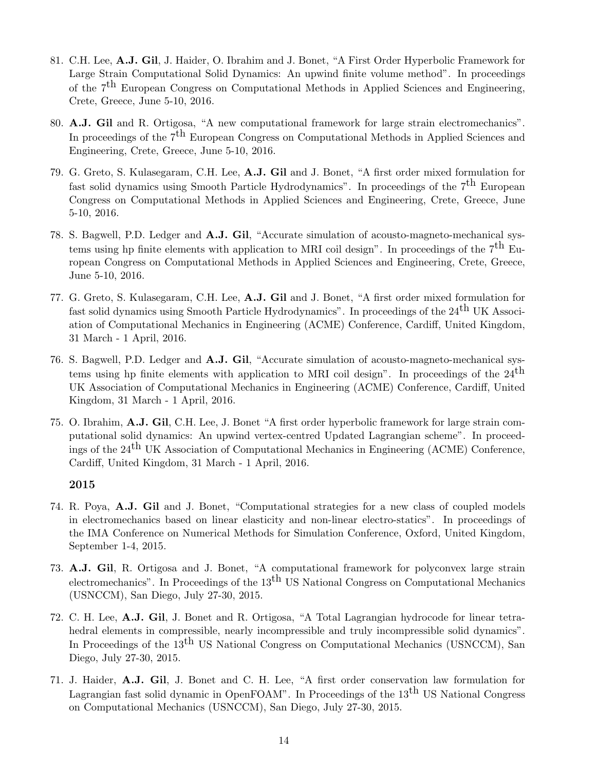81. C.H. Lee, **A.J. Gil**, J. Haider, O. Ibrahim and J. Bonet, "A First Order Hyperbolic Framework for Large Strain Computational Solid Dynamics: An upwind finite volume method". In proceedings of the 7$^{th}$ European Congress on Computational Methods in Applied Sciences and Engineering, Crete, Greece, June 5-10, 2016.

80. **A.J. Gil** and R. Ortigosa, "A new computational framework for large strain electromechanics". In proceedings of the 7$^{th}$ European Congress on Computational Methods in Applied Sciences and Engineering, Crete, Greece, June 5-10, 2016.

79. G. Greto, S. Kulasegaram, C.H. Lee, **A.J. Gil** and J. Bonet, "A first order mixed formulation for fast solid dynamics using Smooth Particle Hydrodynamics". In proceedings of the 7$^{th}$ European Congress on Computational Methods in Applied Sciences and Engineering, Crete, Greece, June 5-10, 2016.

78. S. Bagwell, P.D. Ledger and **A.J. Gil**, "Accurate simulation of acousto-magneto-mechanical systems using hp finite elements with application to MRI coil design". In proceedings of the 7$^{th}$ European Congress on Computational Methods in Applied Sciences and Engineering, Crete, Greece, June 5-10, 2016.

77. G. Greto, S. Kulasegaram, C.H. Lee, **A.J. Gil** and J. Bonet, "A first order mixed formulation for fast solid dynamics using Smooth Particle Hydrodynamics". In proceedings of the 24$^{th}$ UK Association of Computational Mechanics in Engineering (ACME) Conference, Cardiff, United Kingdom, 31 March - 1 April, 2016.

76. S. Bagwell, P.D. Ledger and **A.J. Gil**, "Accurate simulation of acousto-magneto-mechanical systems using hp finite elements with application to MRI coil design". In proceedings of the 24$^{th}$ UK Association of Computational Mechanics in Engineering (ACME) Conference, Cardiff, United Kingdom, 31 March - 1 April, 2016.

75. O. Ibrahim, **A.J. Gil**, C.H. Lee, J. Bonet "A first order hyperbolic framework for large strain computational solid dynamics: An upwind vertex-centred Updated Lagrangian scheme". In proceedings of the 24$^{th}$ UK Association of Computational Mechanics in Engineering (ACME) Conference, Cardiff, United Kingdom, 31 March - 1 April, 2016.

**2015**

74. R. Poya, **A.J. Gil** and J. Bonet, "Computational strategies for a new class of coupled models in electromechanics based on linear elasticity and non-linear electro-statics". In proceedings of the IMA Conference on Numerical Methods for Simulation Conference, Oxford, United Kingdom, September 1-4, 2015.

73. **A.J. Gil**, R. Ortigosa and J. Bonet, "A computational framework for polyconvex large strain electromechanics". In Proceedings of the 13$^{th}$ US National Congress on Computational Mechanics (USNCCM), San Diego, July 27-30, 2015.

72. C. H. Lee, **A.J. Gil**, J. Bonet and R. Ortigosa, "A Total Lagrangian hydrocode for linear tetrahedral elements in compressible, nearly incompressible and truly incompressible solid dynamics". In Proceedings of the 13$^{th}$ US National Congress on Computational Mechanics (USNCCM), San Diego, July 27-30, 2015.

71. J. Haider, **A.J. Gil**, J. Bonet and C. H. Lee, "A first order conservation law formulation for Lagrangian fast solid dynamic in OpenFOAM". In Proceedings of the 13$^{th}$ US National Congress on Computational Mechanics (USNCCM), San Diego, July 27-30, 2015.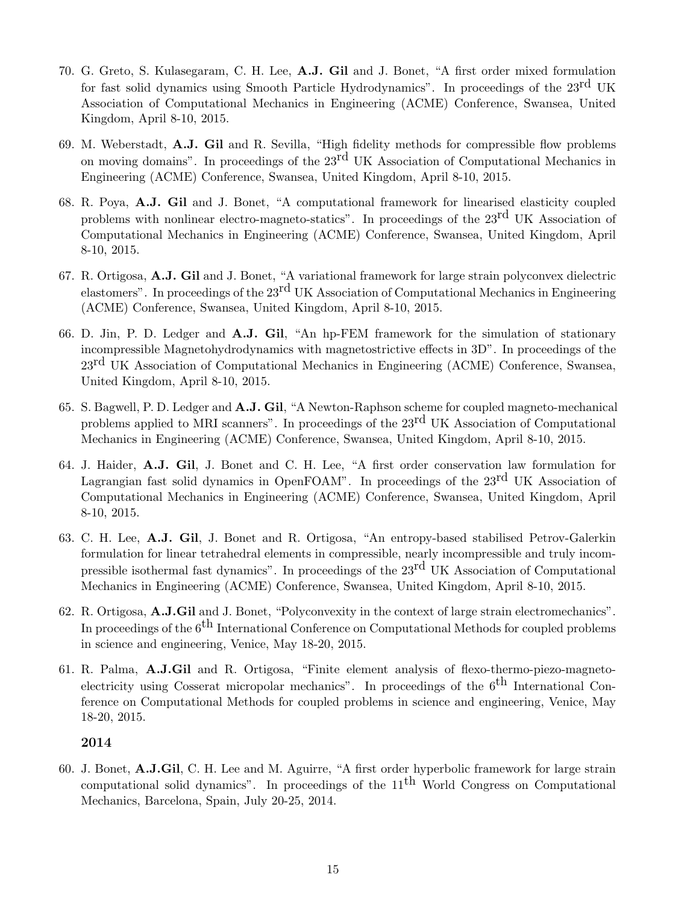70. G. Greto, S. Kulasegaram, C. H. Lee, **A.J. Gil** and J. Bonet, "A first order mixed formulation for fast solid dynamics using Smooth Particle Hydrodynamics". In proceedings of the 23rd UK Association of Computational Mechanics in Engineering (ACME) Conference, Swansea, United Kingdom, April 8-10, 2015.

69. M. Weberstadt, **A.J. Gil** and R. Sevilla, "High fidelity methods for compressible flow problems on moving domains". In proceedings of the 23rd UK Association of Computational Mechanics in Engineering (ACME) Conference, Swansea, United Kingdom, April 8-10, 2015.

68. R. Poya, **A.J. Gil** and J. Bonet, "A computational framework for linearised elasticity coupled problems with nonlinear electro-magneto-statics". In proceedings of the 23rd UK Association of Computational Mechanics in Engineering (ACME) Conference, Swansea, United Kingdom, April 8-10, 2015.

67. R. Ortigosa, **A.J. Gil** and J. Bonet, "A variational framework for large strain polyconvex dielectric elastomers". In proceedings of the 23rd UK Association of Computational Mechanics in Engineering (ACME) Conference, Swansea, United Kingdom, April 8-10, 2015.

66. D. Jin, P. D. Ledger and **A.J. Gil**, "An hp-FEM framework for the simulation of stationary incompressible Magnetohydrodynamics with magnetostrictive effects in 3D". In proceedings of the 23rd UK Association of Computational Mechanics in Engineering (ACME) Conference, Swansea, United Kingdom, April 8-10, 2015.

65. S. Bagwell, P. D. Ledger and **A.J. Gil**, "A Newton-Raphson scheme for coupled magneto-mechanical problems applied to MRI scanners". In proceedings of the 23rd UK Association of Computational Mechanics in Engineering (ACME) Conference, Swansea, United Kingdom, April 8-10, 2015.

64. J. Haider, **A.J. Gil**, J. Bonet and C. H. Lee, "A first order conservation law formulation for Lagrangian fast solid dynamics in OpenFOAM". In proceedings of the 23rd UK Association of Computational Mechanics in Engineering (ACME) Conference, Swansea, United Kingdom, April 8-10, 2015.

63. C. H. Lee, **A.J. Gil**, J. Bonet and R. Ortigosa, "An entropy-based stabilised Petrov-Galerkin formulation for linear tetrahedral elements in compressible, nearly incompressible and truly incompressible isothermal fast dynamics". In proceedings of the 23rd UK Association of Computational Mechanics in Engineering (ACME) Conference, Swansea, United Kingdom, April 8-10, 2015.

62. R. Ortigosa, **A.J.Gil** and J. Bonet, "Polyconvexity in the context of large strain electromechanics". In proceedings of the 6th International Conference on Computational Methods for coupled problems in science and engineering, Venice, May 18-20, 2015.

61. R. Palma, **A.J.Gil** and R. Ortigosa, "Finite element analysis of flexo-thermo-piezo-magneto-electricity using Cosserat micropolar mechanics". In proceedings of the 6th International Conference on Computational Methods for coupled problems in science and engineering, Venice, May 18-20, 2015.

**2014**

60. J. Bonet, **A.J.Gil**, C. H. Lee and M. Aguirre, "A first order hyperbolic framework for large strain computational solid dynamics". In proceedings of the 11th World Congress on Computational Mechanics, Barcelona, Spain, July 20-25, 2014.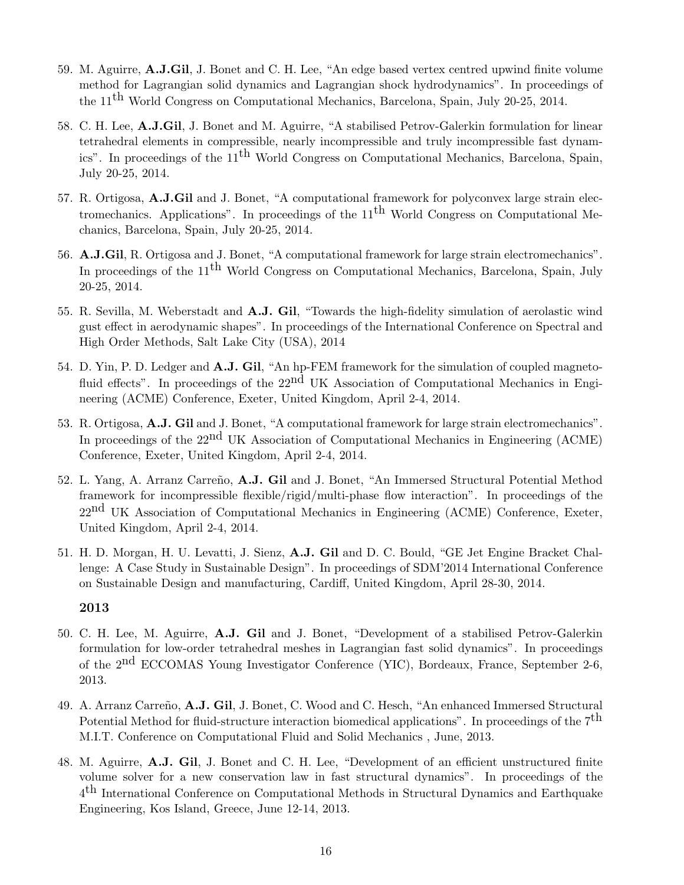59. M. Aguirre, **A.J.Gil**, J. Bonet and C. H. Lee, "An edge based vertex centred upwind finite volume method for Lagrangian solid dynamics and Lagrangian shock hydrodynamics". In proceedings of the $11^{\text{th}}$ World Congress on Computational Mechanics, Barcelona, Spain, July 20-25, 2014.

58. C. H. Lee, **A.J.Gil**, J. Bonet and M. Aguirre, "A stabilised Petrov-Galerkin formulation for linear tetrahedral elements in compressible, nearly incompressible and truly incompressible fast dynamics". In proceedings of the $11^{\text{th}}$ World Congress on Computational Mechanics, Barcelona, Spain, July 20-25, 2014.

57. R. Ortigosa, **A.J.Gil** and J. Bonet, "A computational framework for polyconvex large strain electromechanics. Applications". In proceedings of the $11^{\text{th}}$ World Congress on Computational Mechanics, Barcelona, Spain, July 20-25, 2014.

56. **A.J.Gil**, R. Ortigosa and J. Bonet, "A computational framework for large strain electromechanics". In proceedings of the $11^{\text{th}}$ World Congress on Computational Mechanics, Barcelona, Spain, July 20-25, 2014.

55. R. Sevilla, M. Weberstadt and **A.J. Gil**, "Towards the high-fidelity simulation of aerolastic wind gust effect in aerodynamic shapes". In proceedings of the International Conference on Spectral and High Order Methods, Salt Lake City (USA), 2014

54. D. Yin, P. D. Ledger and **A.J. Gil**, "An hp-FEM framework for the simulation of coupled magneto-fluid effects". In proceedings of the $22^{\text{nd}}$ UK Association of Computational Mechanics in Engineering (ACME) Conference, Exeter, United Kingdom, April 2-4, 2014.

53. R. Ortigosa, **A.J. Gil** and J. Bonet, "A computational framework for large strain electromechanics". In proceedings of the $22^{\text{nd}}$ UK Association of Computational Mechanics in Engineering (ACME) Conference, Exeter, United Kingdom, April 2-4, 2014.

52. L. Yang, A. Arranz Carreño, **A.J. Gil** and J. Bonet, "An Immersed Structural Potential Method framework for incompressible flexible/rigid/multi-phase flow interaction". In proceedings of the $22^{\text{nd}}$ UK Association of Computational Mechanics in Engineering (ACME) Conference, Exeter, United Kingdom, April 2-4, 2014.

51. H. D. Morgan, H. U. Levatti, J. Sienz, **A.J. Gil** and D. C. Bould, "GE Jet Engine Bracket Challenge: A Case Study in Sustainable Design". In proceedings of SDM'2014 International Conference on Sustainable Design and manufacturing, Cardiff, United Kingdom, April 28-30, 2014.

**2013**

50. C. H. Lee, M. Aguirre, **A.J. Gil** and J. Bonet, "Development of a stabilised Petrov-Galerkin formulation for low-order tetrahedral meshes in Lagrangian fast solid dynamics". In proceedings of the $2^{\text{nd}}$ ECCOMAS Young Investigator Conference (YIC), Bordeaux, France, September 2-6, 2013.

49. A. Arranz Carreño, **A.J. Gil**, J. Bonet, C. Wood and C. Hesch, "An enhanced Immersed Structural Potential Method for fluid-structure interaction biomedical applications". In proceedings of the $7^{\text{th}}$ M.I.T. Conference on Computational Fluid and Solid Mechanics , June, 2013.

48. M. Aguirre, **A.J. Gil**, J. Bonet and C. H. Lee, "Development of an efficient unstructured finite volume solver for a new conservation law in fast structural dynamics". In proceedings of the $4^{\text{th}}$ International Conference on Computational Methods in Structural Dynamics and Earthquake Engineering, Kos Island, Greece, June 12-14, 2013.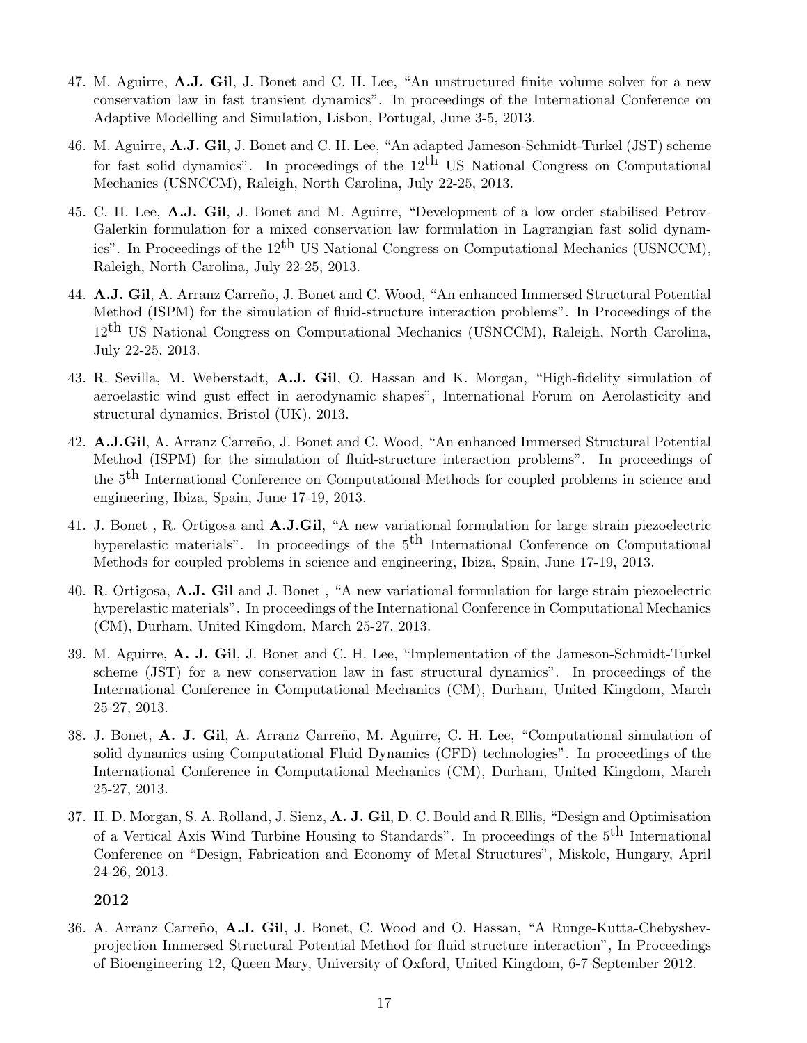47. M. Aguirre, **A.J. Gil**, J. Bonet and C. H. Lee, "An unstructured finite volume solver for a new conservation law in fast transient dynamics". In proceedings of the International Conference on Adaptive Modelling and Simulation, Lisbon, Portugal, June 3-5, 2013.

46. M. Aguirre, **A.J. Gil**, J. Bonet and C. H. Lee, "An adapted Jameson-Schmidt-Turkel (JST) scheme for fast solid dynamics". In proceedings of the $12^{th}$ US National Congress on Computational Mechanics (USNCCM), Raleigh, North Carolina, July 22-25, 2013.

45. C. H. Lee, **A.J. Gil**, J. Bonet and M. Aguirre, "Development of a low order stabilised Petrov-Galerkin formulation for a mixed conservation law formulation in Lagrangian fast solid dynamics". In Proceedings of the $12^{th}$ US National Congress on Computational Mechanics (USNCCM), Raleigh, North Carolina, July 22-25, 2013.

44. **A.J. Gil**, A. Arranz Carreño, J. Bonet and C. Wood, "An enhanced Immersed Structural Potential Method (ISPM) for the simulation of fluid-structure interaction problems". In Proceedings of the $12^{th}$ US National Congress on Computational Mechanics (USNCCM), Raleigh, North Carolina, July 22-25, 2013.

43. R. Sevilla, M. Weberstadt, **A.J. Gil**, O. Hassan and K. Morgan, "High-fidelity simulation of aeroelastic wind gust effect in aerodynamic shapes", International Forum on Aerolasticity and structural dynamics, Bristol (UK), 2013.

42. **A.J.Gil**, A. Arranz Carreño, J. Bonet and C. Wood, "An enhanced Immersed Structural Potential Method (ISPM) for the simulation of fluid-structure interaction problems". In proceedings of the $5^{th}$ International Conference on Computational Methods for coupled problems in science and engineering, Ibiza, Spain, June 17-19, 2013.

41. J. Bonet , R. Ortigosa and **A.J.Gil**, "A new variational formulation for large strain piezoelectric hyperelastic materials". In proceedings of the $5^{th}$ International Conference on Computational Methods for coupled problems in science and engineering, Ibiza, Spain, June 17-19, 2013.

40. R. Ortigosa, **A.J. Gil** and J. Bonet , "A new variational formulation for large strain piezoelectric hyperelastic materials". In proceedings of the International Conference in Computational Mechanics (CM), Durham, United Kingdom, March 25-27, 2013.

39. M. Aguirre, **A. J. Gil**, J. Bonet and C. H. Lee, "Implementation of the Jameson-Schmidt-Turkel scheme (JST) for a new conservation law in fast structural dynamics". In proceedings of the International Conference in Computational Mechanics (CM), Durham, United Kingdom, March 25-27, 2013.

38. J. Bonet, **A. J. Gil**, A. Arranz Carreño, M. Aguirre, C. H. Lee, "Computational simulation of solid dynamics using Computational Fluid Dynamics (CFD) technologies". In proceedings of the International Conference in Computational Mechanics (CM), Durham, United Kingdom, March 25-27, 2013.

37. H. D. Morgan, S. A. Rolland, J. Sienz, **A. J. Gil**, D. C. Bould and R.Ellis, "Design and Optimisation of a Vertical Axis Wind Turbine Housing to Standards". In proceedings of the $5^{th}$ International Conference on "Design, Fabrication and Economy of Metal Structures", Miskolc, Hungary, April 24-26, 2013.

**2012**

36. A. Arranz Carreño, **A.J. Gil**, J. Bonet, C. Wood and O. Hassan, "A Runge-Kutta-Chebyshev-projection Immersed Structural Potential Method for fluid structure interaction", In Proceedings of Bioengineering 12, Queen Mary, University of Oxford, United Kingdom, 6-7 September 2012.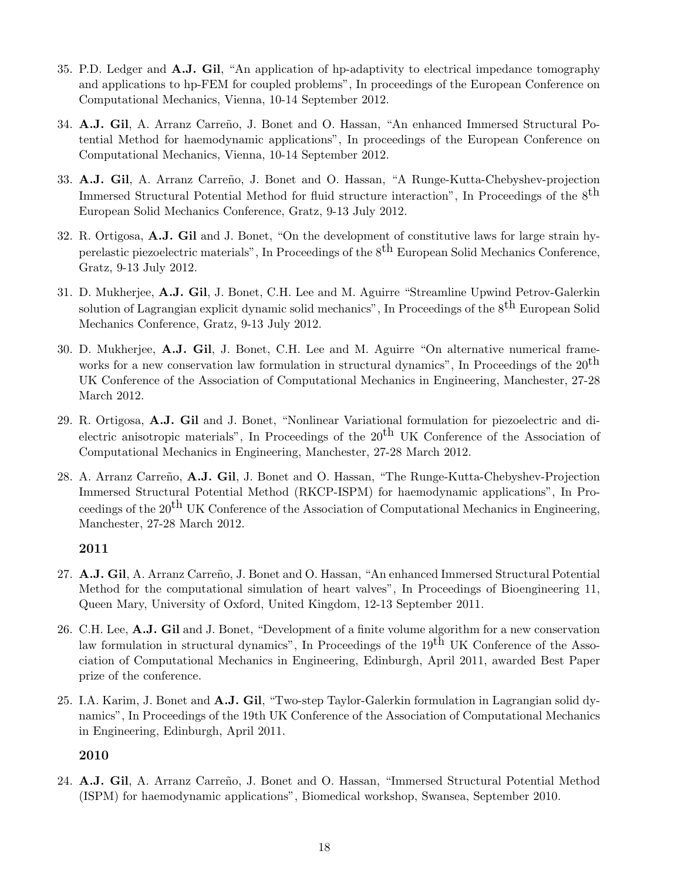35. P.D. Ledger and **A.J. Gil**, "An application of hp-adaptivity to electrical impedance tomography and applications to hp-FEM for coupled problems", In proceedings of the European Conference on Computational Mechanics, Vienna, 10-14 September 2012.

34. **A.J. Gil**, A. Arranz Carreño, J. Bonet and O. Hassan, "An enhanced Immersed Structural Potential Method for haemodynamic applications", In proceedings of the European Conference on Computational Mechanics, Vienna, 10-14 September 2012.

33. **A.J. Gil**, A. Arranz Carreño, J. Bonet and O. Hassan, "A Runge-Kutta-Chebyshev-projection Immersed Structural Potential Method for fluid structure interaction", In Proceedings of the $8^{\text{th}}$ European Solid Mechanics Conference, Gratz, 9-13 July 2012.

32. R. Ortigosa, **A.J. Gil** and J. Bonet, "On the development of constitutive laws for large strain hyperelastic piezoelectric materials", In Proceedings of the $8^{\text{th}}$ European Solid Mechanics Conference, Gratz, 9-13 July 2012.

31. D. Mukherjee, **A.J. Gil**, J. Bonet, C.H. Lee and M. Aguirre "Streamline Upwind Petrov-Galerkin solution of Lagrangian explicit dynamic solid mechanics", In Proceedings of the $8^{\text{th}}$ European Solid Mechanics Conference, Gratz, 9-13 July 2012.

30. D. Mukherjee, **A.J. Gil**, J. Bonet, C.H. Lee and M. Aguirre "On alternative numerical frameworks for a new conservation law formulation in structural dynamics", In Proceedings of the $20^{\text{th}}$ UK Conference of the Association of Computational Mechanics in Engineering, Manchester, 27-28 March 2012.

29. R. Ortigosa, **A.J. Gil** and J. Bonet, "Nonlinear Variational formulation for piezoelectric and dielectric anisotropic materials", In Proceedings of the $20^{\text{th}}$ UK Conference of the Association of Computational Mechanics in Engineering, Manchester, 27-28 March 2012.

28. A. Arranz Carreño, **A.J. Gil**, J. Bonet and O. Hassan, "The Runge-Kutta-Chebyshev-Projection Immersed Structural Potential Method (RKCP-ISPM) for haemodynamic applications", In Proceedings of the $20^{\text{th}}$ UK Conference of the Association of Computational Mechanics in Engineering, Manchester, 27-28 March 2012.

**2011**

27. **A.J. Gil**, A. Arranz Carreño, J. Bonet and O. Hassan, "An enhanced Immersed Structural Potential Method for the computational simulation of heart valves", In Proceedings of Bioengineering 11, Queen Mary, University of Oxford, United Kingdom, 12-13 September 2011.

26. C.H. Lee, **A.J. Gil** and J. Bonet, "Development of a finite volume algorithm for a new conservation law formulation in structural dynamics", In Proceedings of the $19^{\text{th}}$ UK Conference of the Association of Computational Mechanics in Engineering, Edinburgh, April 2011, awarded Best Paper prize of the conference.

25. I.A. Karim, J. Bonet and **A.J. Gil**, "Two-step Taylor-Galerkin formulation in Lagrangian solid dynamics", In Proceedings of the 19th UK Conference of the Association of Computational Mechanics in Engineering, Edinburgh, April 2011.

**2010**

24. **A.J. Gil**, A. Arranz Carreño, J. Bonet and O. Hassan, "Immersed Structural Potential Method (ISPM) for haemodynamic applications", Biomedical workshop, Swansea, September 2010.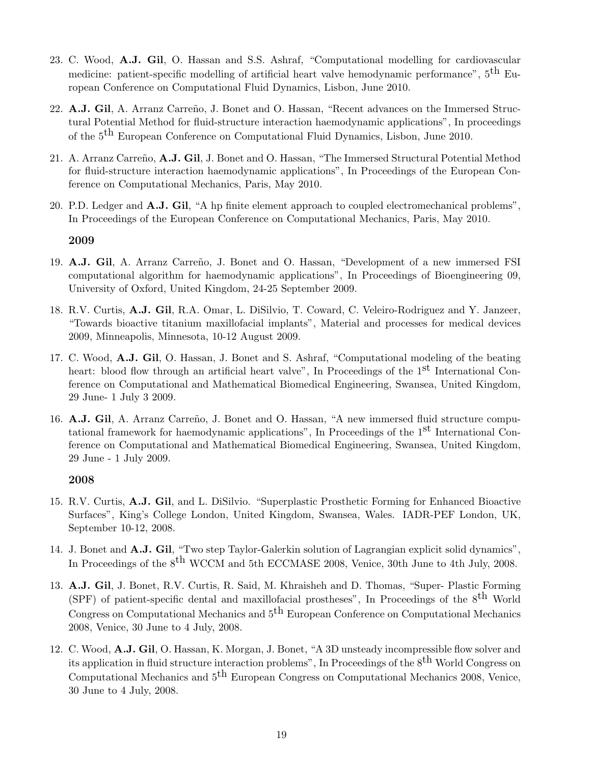23. C. Wood, **A.J. Gil**, O. Hassan and S.S. Ashraf, "Computational modelling for cardiovascular medicine: patient-specific modelling of artificial heart valve hemodynamic performance", 5th European Conference on Computational Fluid Dynamics, Lisbon, June 2010.

22. **A.J. Gil**, A. Arranz Carreño, J. Bonet and O. Hassan, "Recent advances on the Immersed Structural Potential Method for fluid-structure interaction haemodynamic applications", In proceedings of the 5th European Conference on Computational Fluid Dynamics, Lisbon, June 2010.

21. A. Arranz Carreño, **A.J. Gil**, J. Bonet and O. Hassan, "The Immersed Structural Potential Method for fluid-structure interaction haemodynamic applications", In Proceedings of the European Conference on Computational Mechanics, Paris, May 2010.

20. P.D. Ledger and **A.J. Gil**, "A hp finite element approach to coupled electromechanical problems", In Proceedings of the European Conference on Computational Mechanics, Paris, May 2010.

**2009**

19. **A.J. Gil**, A. Arranz Carreño, J. Bonet and O. Hassan, "Development of a new immersed FSI computational algorithm for haemodynamic applications", In Proceedings of Bioengineering 09, University of Oxford, United Kingdom, 24-25 September 2009.

18. R.V. Curtis, **A.J. Gil**, R.A. Omar, L. DiSilvio, T. Coward, C. Veleiro-Rodriguez and Y. Janzeer, "Towards bioactive titanium maxillofacial implants", Material and processes for medical devices 2009, Minneapolis, Minnesota, 10-12 August 2009.

17. C. Wood, **A.J. Gil**, O. Hassan, J. Bonet and S. Ashraf, "Computational modeling of the beating heart: blood flow through an artificial heart valve", In Proceedings of the 1st International Conference on Computational and Mathematical Biomedical Engineering, Swansea, United Kingdom, 29 June- 1 July 3 2009.

16. **A.J. Gil**, A. Arranz Carreño, J. Bonet and O. Hassan, "A new immersed fluid structure computational framework for haemodynamic applications", In Proceedings of the 1st International Conference on Computational and Mathematical Biomedical Engineering, Swansea, United Kingdom, 29 June - 1 July 2009.

**2008**

15. R.V. Curtis, **A.J. Gil**, and L. DiSilvio. "Superplastic Prosthetic Forming for Enhanced Bioactive Surfaces", King's College London, United Kingdom, Swansea, Wales. IADR-PEF London, UK, September 10-12, 2008.

14. J. Bonet and **A.J. Gil**, "Two step Taylor-Galerkin solution of Lagrangian explicit solid dynamics", In Proceedings of the 8th WCCM and 5th ECCMASE 2008, Venice, 30th June to 4th July, 2008.

13. **A.J. Gil**, J. Bonet, R.V. Curtis, R. Said, M. Khraisheh and D. Thomas, "Super- Plastic Forming (SPF) of patient-specific dental and maxillofacial prostheses", In Proceedings of the 8th World Congress on Computational Mechanics and 5th European Conference on Computational Mechanics 2008, Venice, 30 June to 4 July, 2008.

12. C. Wood, **A.J. Gil**, O. Hassan, K. Morgan, J. Bonet, "A 3D unsteady incompressible flow solver and its application in fluid structure interaction problems", In Proceedings of the 8th World Congress on Computational Mechanics and 5th European Congress on Computational Mechanics 2008, Venice, 30 June to 4 July, 2008.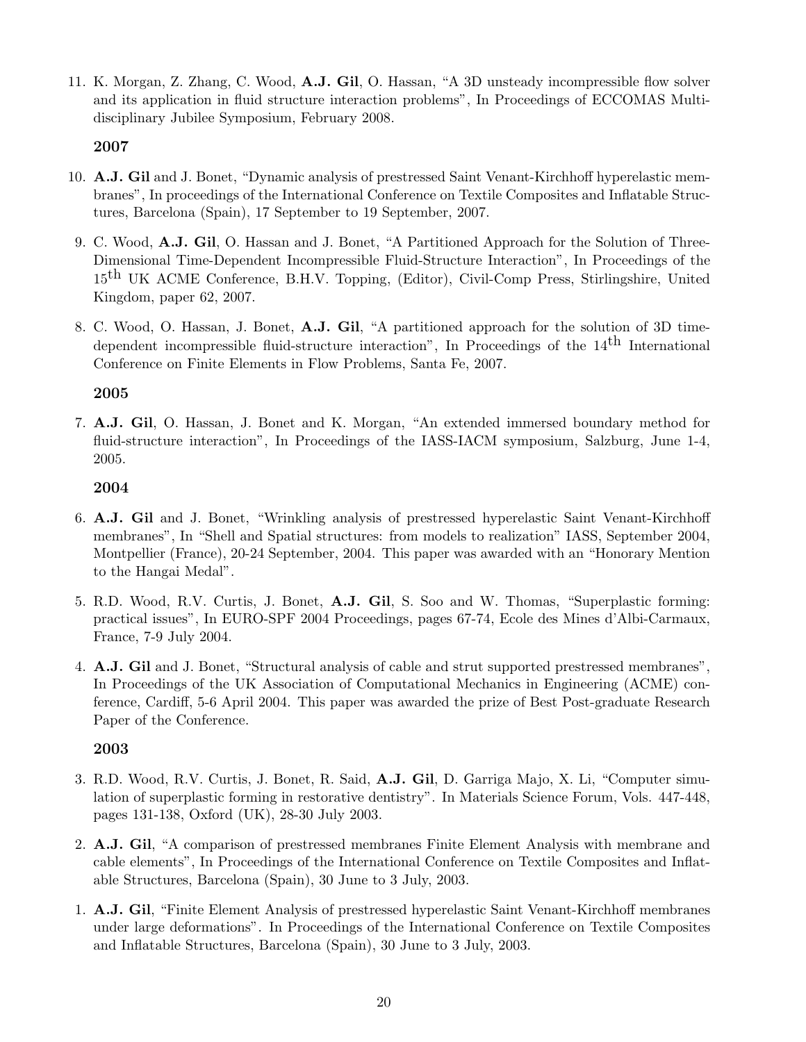11. K. Morgan, Z. Zhang, C. Wood, **A.J. Gil**, O. Hassan, "A 3D unsteady incompressible flow solver and its application in fluid structure interaction problems", In Proceedings of ECCOMAS Multidisciplinary Jubilee Symposium, February 2008.

**2007**

10. **A.J. Gil** and J. Bonet, "Dynamic analysis of prestressed Saint Venant-Kirchhoff hyperelastic membranes", In proceedings of the International Conference on Textile Composites and Inflatable Structures, Barcelona (Spain), 17 September to 19 September, 2007.

9. C. Wood, **A.J. Gil**, O. Hassan and J. Bonet, "A Partitioned Approach for the Solution of Three-Dimensional Time-Dependent Incompressible Fluid-Structure Interaction", In Proceedings of the 15$^{\text{th}}$ UK ACME Conference, B.H.V. Topping, (Editor), Civil-Comp Press, Stirlingshire, United Kingdom, paper 62, 2007.

8. C. Wood, O. Hassan, J. Bonet, **A.J. Gil**, "A partitioned approach for the solution of 3D time-dependent incompressible fluid-structure interaction", In Proceedings of the 14$^{\text{th}}$ International Conference on Finite Elements in Flow Problems, Santa Fe, 2007.

**2005**

7. **A.J. Gil**, O. Hassan, J. Bonet and K. Morgan, "An extended immersed boundary method for fluid-structure interaction", In Proceedings of the IASS-IACM symposium, Salzburg, June 1-4, 2005.

**2004**

6. **A.J. Gil** and J. Bonet, "Wrinkling analysis of prestressed hyperelastic Saint Venant-Kirchhoff membranes", In "Shell and Spatial structures: from models to realization" IASS, September 2004, Montpellier (France), 20-24 September, 2004. This paper was awarded with an "Honorary Mention to the Hangai Medal".

5. R.D. Wood, R.V. Curtis, J. Bonet, **A.J. Gil**, S. Soo and W. Thomas, "Superplastic forming: practical issues", In EURO-SPF 2004 Proceedings, pages 67-74, Ecole des Mines d'Albi-Carmaux, France, 7-9 July 2004.

4. **A.J. Gil** and J. Bonet, "Structural analysis of cable and strut supported prestressed membranes", In Proceedings of the UK Association of Computational Mechanics in Engineering (ACME) conference, Cardiff, 5-6 April 2004. This paper was awarded the prize of Best Post-graduate Research Paper of the Conference.

**2003**

3. R.D. Wood, R.V. Curtis, J. Bonet, R. Said, **A.J. Gil**, D. Garriga Majo, X. Li, "Computer simulation of superplastic forming in restorative dentistry". In Materials Science Forum, Vols. 447-448, pages 131-138, Oxford (UK), 28-30 July 2003.

2. **A.J. Gil**, "A comparison of prestressed membranes Finite Element Analysis with membrane and cable elements", In Proceedings of the International Conference on Textile Composites and Inflatable Structures, Barcelona (Spain), 30 June to 3 July, 2003.

1. **A.J. Gil**, "Finite Element Analysis of prestressed hyperelastic Saint Venant-Kirchhoff membranes under large deformations". In Proceedings of the International Conference on Textile Composites and Inflatable Structures, Barcelona (Spain), 30 June to 3 July, 2003.